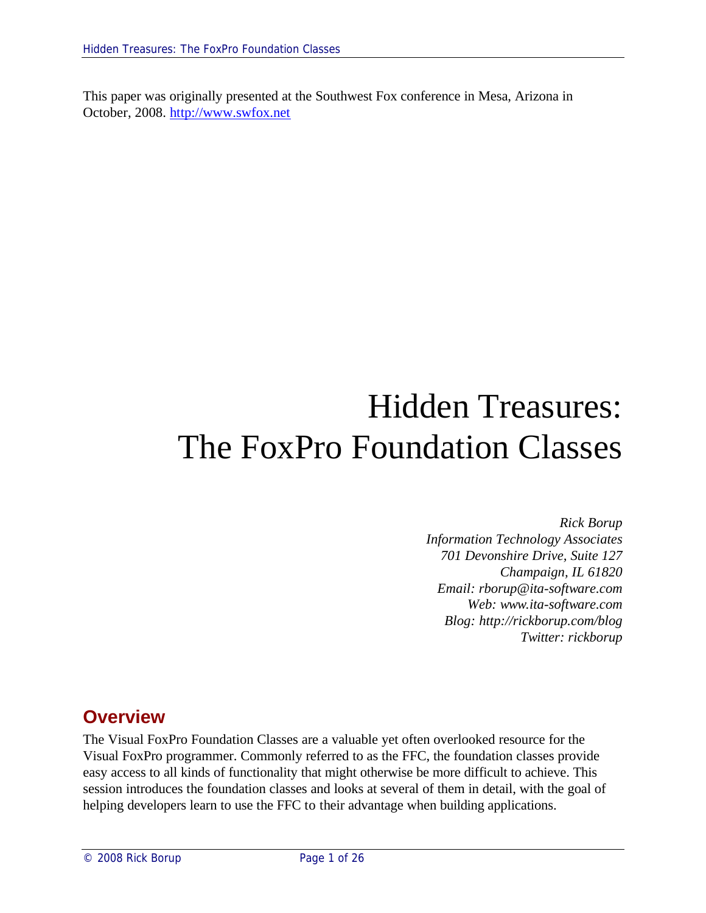This paper was originally presented at the Southwest Fox conference in Mesa, Arizona in October, 2008. http://www.swfox.net

# Hidden Treasures: The FoxPro Foundation Classes

*Rick Borup*
*Information Technology Associates*
*701 Devonshire Drive, Suite 127*
*Champaign, IL 61820*
*Email: rborup@ita-software.com*
*Web: www.ita-software.com*
*Blog: http://rickborup.com/blog*
*Twitter: rickborup*

## Overview

The Visual FoxPro Foundation Classes are a valuable yet often overlooked resource for the Visual FoxPro programmer. Commonly referred to as the FFC, the foundation classes provide easy access to all kinds of functionality that might otherwise be more difficult to achieve. This session introduces the foundation classes and looks at several of them in detail, with the goal of helping developers learn to use the FFC to their advantage when building applications.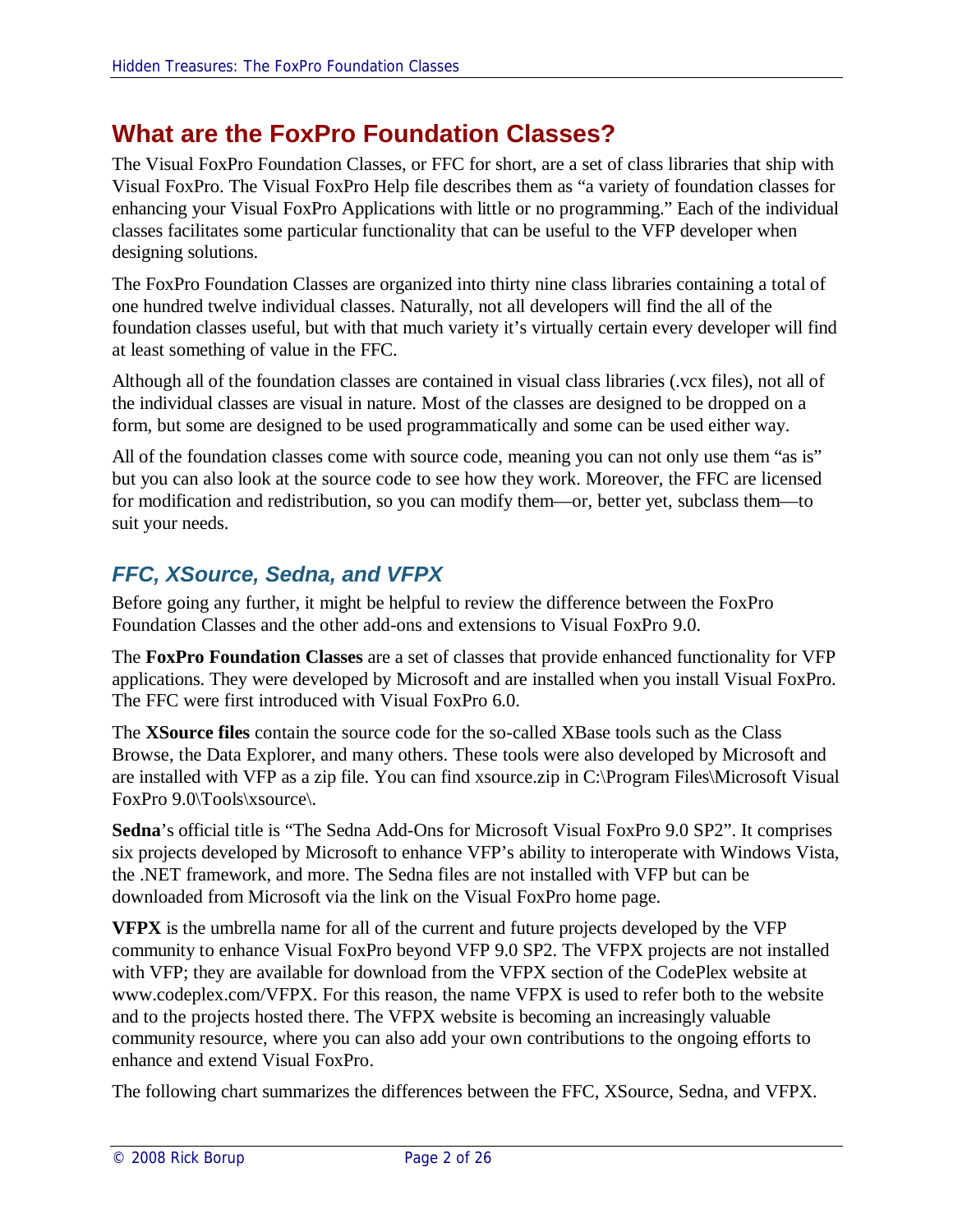## What are the FoxPro Foundation Classes?

The Visual FoxPro Foundation Classes, or FFC for short, are a set of class libraries that ship with Visual FoxPro. The Visual FoxPro Help file describes them as "a variety of foundation classes for enhancing your Visual FoxPro Applications with little or no programming." Each of the individual classes facilitates some particular functionality that can be useful to the VFP developer when designing solutions.

The FoxPro Foundation Classes are organized into thirty nine class libraries containing a total of one hundred twelve individual classes. Naturally, not all developers will find the all of the foundation classes useful, but with that much variety it's virtually certain every developer will find at least something of value in the FFC.

Although all of the foundation classes are contained in visual class libraries (.vcx files), not all of the individual classes are visual in nature. Most of the classes are designed to be dropped on a form, but some are designed to be used programmatically and some can be used either way.

All of the foundation classes come with source code, meaning you can not only use them "as is" but you can also look at the source code to see how they work. Moreover, the FFC are licensed for modification and redistribution, so you can modify them—or, better yet, subclass them—to suit your needs.

### *FFC, XSource, Sedna, and VFPX*

Before going any further, it might be helpful to review the difference between the FoxPro Foundation Classes and the other add-ons and extensions to Visual FoxPro 9.0.

The **FoxPro Foundation Classes** are a set of classes that provide enhanced functionality for VFP applications. They were developed by Microsoft and are installed when you install Visual FoxPro. The FFC were first introduced with Visual FoxPro 6.0.

The **XSource files** contain the source code for the so-called XBase tools such as the Class Browse, the Data Explorer, and many others. These tools were also developed by Microsoft and are installed with VFP as a zip file. You can find xsource.zip in C:\Program Files\Microsoft Visual FoxPro 9.0\Tools\xsource\.

**Sedna**'s official title is "The Sedna Add-Ons for Microsoft Visual FoxPro 9.0 SP2". It comprises six projects developed by Microsoft to enhance VFP's ability to interoperate with Windows Vista, the .NET framework, and more. The Sedna files are not installed with VFP but can be downloaded from Microsoft via the link on the Visual FoxPro home page.

**VFPX** is the umbrella name for all of the current and future projects developed by the VFP community to enhance Visual FoxPro beyond VFP 9.0 SP2. The VFPX projects are not installed with VFP; they are available for download from the VFPX section of the CodePlex website at www.codeplex.com/VFPX. For this reason, the name VFPX is used to refer both to the website and to the projects hosted there. The VFPX website is becoming an increasingly valuable community resource, where you can also add your own contributions to the ongoing efforts to enhance and extend Visual FoxPro.

The following chart summarizes the differences between the FFC, XSource, Sedna, and VFPX.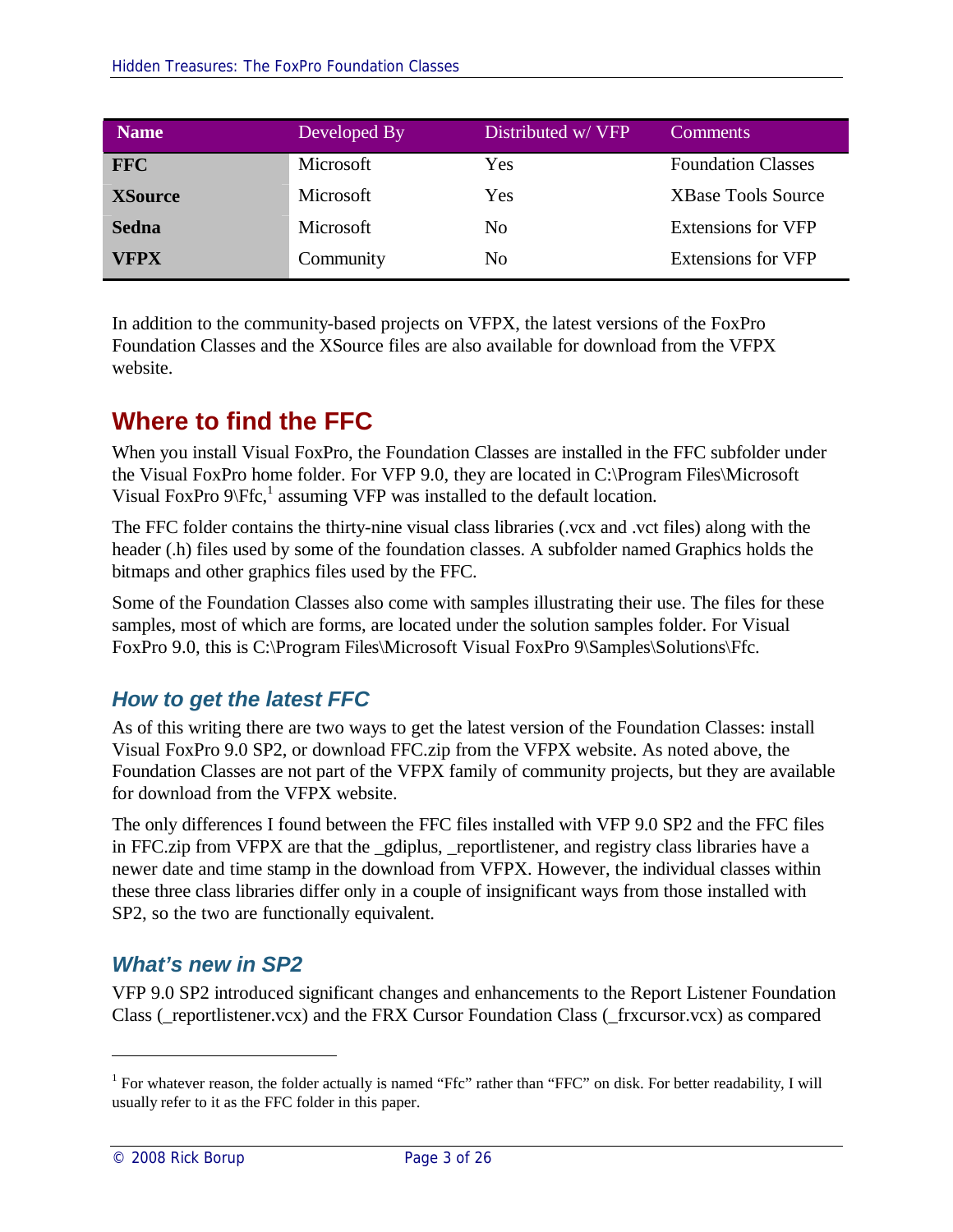| Name | Developed By | Distributed w/ VFP | Comments |
| --- | --- | --- | --- |
| **FFC** | Microsoft | Yes | Foundation Classes |
| **XSource** | Microsoft | Yes | XBase Tools Source |
| **Sedna** | Microsoft | No | Extensions for VFP |
| **VFPX** | Community | No | Extensions for VFP |

In addition to the community-based projects on VFPX, the latest versions of the FoxPro Foundation Classes and the XSource files are also available for download from the VFPX website.

## Where to find the FFC

When you install Visual FoxPro, the Foundation Classes are installed in the FFC subfolder under the Visual FoxPro home folder. For VFP 9.0, they are located in C:\Program Files\Microsoft Visual FoxPro 9\Ffc,[1] assuming VFP was installed to the default location.

The FFC folder contains the thirty-nine visual class libraries (.vcx and .vct files) along with the header (.h) files used by some of the foundation classes. A subfolder named Graphics holds the bitmaps and other graphics files used by the FFC.

Some of the Foundation Classes also come with samples illustrating their use. The files for these samples, most of which are forms, are located under the solution samples folder. For Visual FoxPro 9.0, this is C:\Program Files\Microsoft Visual FoxPro 9\Samples\Solutions\Ffc.

### *How to get the latest FFC*

As of this writing there are two ways to get the latest version of the Foundation Classes: install Visual FoxPro 9.0 SP2, or download FFC.zip from the VFPX website. As noted above, the Foundation Classes are not part of the VFPX family of community projects, but they are available for download from the VFPX website.

The only differences I found between the FFC files installed with VFP 9.0 SP2 and the FFC files in FFC.zip from VFPX are that the _gdiplus, _reportlistener, and registry class libraries have a newer date and time stamp in the download from VFPX. However, the individual classes within these three class libraries differ only in a couple of insignificant ways from those installed with SP2, so the two are functionally equivalent.

### *What's new in SP2*

VFP 9.0 SP2 introduced significant changes and enhancements to the Report Listener Foundation Class (_reportlistener.vcx) and the FRX Cursor Foundation Class (_frxcursor.vcx) as compared

---

[1] For whatever reason, the folder actually is named "Ffc" rather than "FFC" on disk. For better readability, I will usually refer to it as the FFC folder in this paper.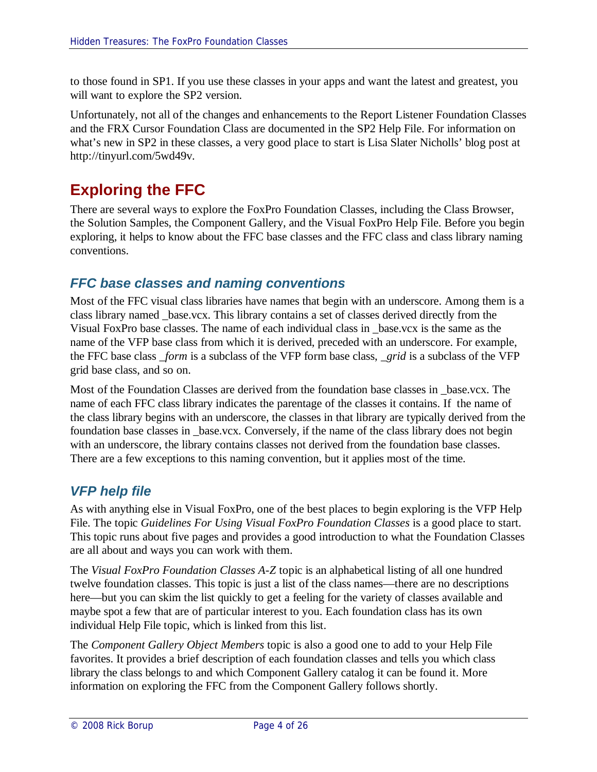to those found in SP1. If you use these classes in your apps and want the latest and greatest, you will want to explore the SP2 version.

Unfortunately, not all of the changes and enhancements to the Report Listener Foundation Classes and the FRX Cursor Foundation Class are documented in the SP2 Help File. For information on what's new in SP2 in these classes, a very good place to start is Lisa Slater Nicholls' blog post at http://tinyurl.com/5wd49v.

# Exploring the FFC

There are several ways to explore the FoxPro Foundation Classes, including the Class Browser, the Solution Samples, the Component Gallery, and the Visual FoxPro Help File. Before you begin exploring, it helps to know about the FFC base classes and the FFC class and class library naming conventions.

## FFC base classes and naming conventions

Most of the FFC visual class libraries have names that begin with an underscore. Among them is a class library named _base.vcx. This library contains a set of classes derived directly from the Visual FoxPro base classes. The name of each individual class in _base.vcx is the same as the name of the VFP base class from which it is derived, preceded with an underscore. For example, the FFC base class *_form* is a subclass of the VFP form base class, *_grid* is a subclass of the VFP grid base class, and so on.

Most of the Foundation Classes are derived from the foundation base classes in _base.vcx. The name of each FFC class library indicates the parentage of the classes it contains. If the name of the class library begins with an underscore, the classes in that library are typically derived from the foundation base classes in _base.vcx. Conversely, if the name of the class library does not begin with an underscore, the library contains classes not derived from the foundation base classes. There are a few exceptions to this naming convention, but it applies most of the time.

## VFP help file

As with anything else in Visual FoxPro, one of the best places to begin exploring is the VFP Help File. The topic *Guidelines For Using Visual FoxPro Foundation Classes* is a good place to start. This topic runs about five pages and provides a good introduction to what the Foundation Classes are all about and ways you can work with them.

The *Visual FoxPro Foundation Classes A-Z* topic is an alphabetical listing of all one hundred twelve foundation classes. This topic is just a list of the class names—there are no descriptions here—but you can skim the list quickly to get a feeling for the variety of classes available and maybe spot a few that are of particular interest to you. Each foundation class has its own individual Help File topic, which is linked from this list.

The *Component Gallery Object Members* topic is also a good one to add to your Help File favorites. It provides a brief description of each foundation classes and tells you which class library the class belongs to and which Component Gallery catalog it can be found it. More information on exploring the FFC from the Component Gallery follows shortly.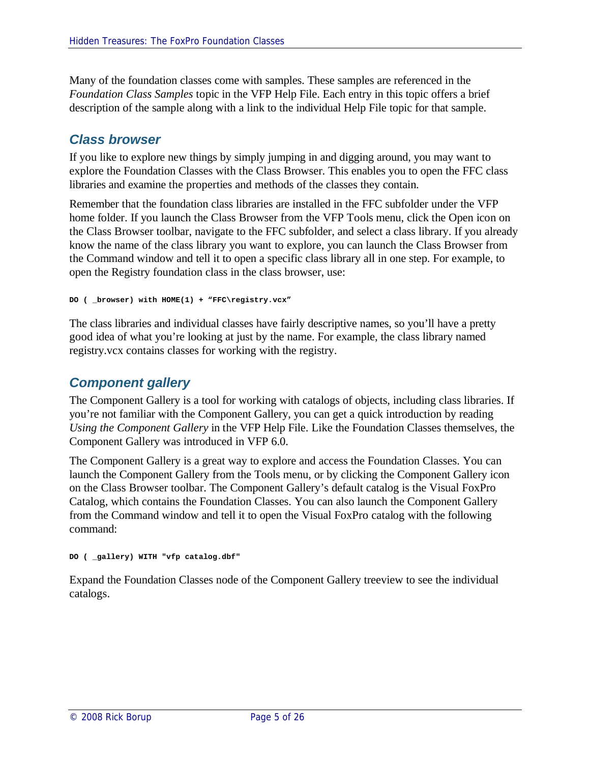Many of the foundation classes come with samples. These samples are referenced in the *Foundation Class Samples* topic in the VFP Help File. Each entry in this topic offers a brief description of the sample along with a link to the individual Help File topic for that sample.

## Class browser

If you like to explore new things by simply jumping in and digging around, you may want to explore the Foundation Classes with the Class Browser. This enables you to open the FFC class libraries and examine the properties and methods of the classes they contain.

Remember that the foundation class libraries are installed in the FFC subfolder under the VFP home folder. If you launch the Class Browser from the VFP Tools menu, click the Open icon on the Class Browser toolbar, navigate to the FFC subfolder, and select a class library. If you already know the name of the class library you want to explore, you can launch the Class Browser from the Command window and tell it to open a specific class library all in one step. For example, to open the Registry foundation class in the class browser, use:

```
DO ( _browser) with HOME(1) + "FFC\registry.vcx"
```

The class libraries and individual classes have fairly descriptive names, so you'll have a pretty good idea of what you're looking at just by the name. For example, the class library named registry.vcx contains classes for working with the registry.

## Component gallery

The Component Gallery is a tool for working with catalogs of objects, including class libraries. If you're not familiar with the Component Gallery, you can get a quick introduction by reading *Using the Component Gallery* in the VFP Help File. Like the Foundation Classes themselves, the Component Gallery was introduced in VFP 6.0.

The Component Gallery is a great way to explore and access the Foundation Classes. You can launch the Component Gallery from the Tools menu, or by clicking the Component Gallery icon on the Class Browser toolbar. The Component Gallery's default catalog is the Visual FoxPro Catalog, which contains the Foundation Classes. You can also launch the Component Gallery from the Command window and tell it to open the Visual FoxPro catalog with the following command:

```
DO ( _gallery) WITH "vfp catalog.dbf"
```

Expand the Foundation Classes node of the Component Gallery treeview to see the individual catalogs.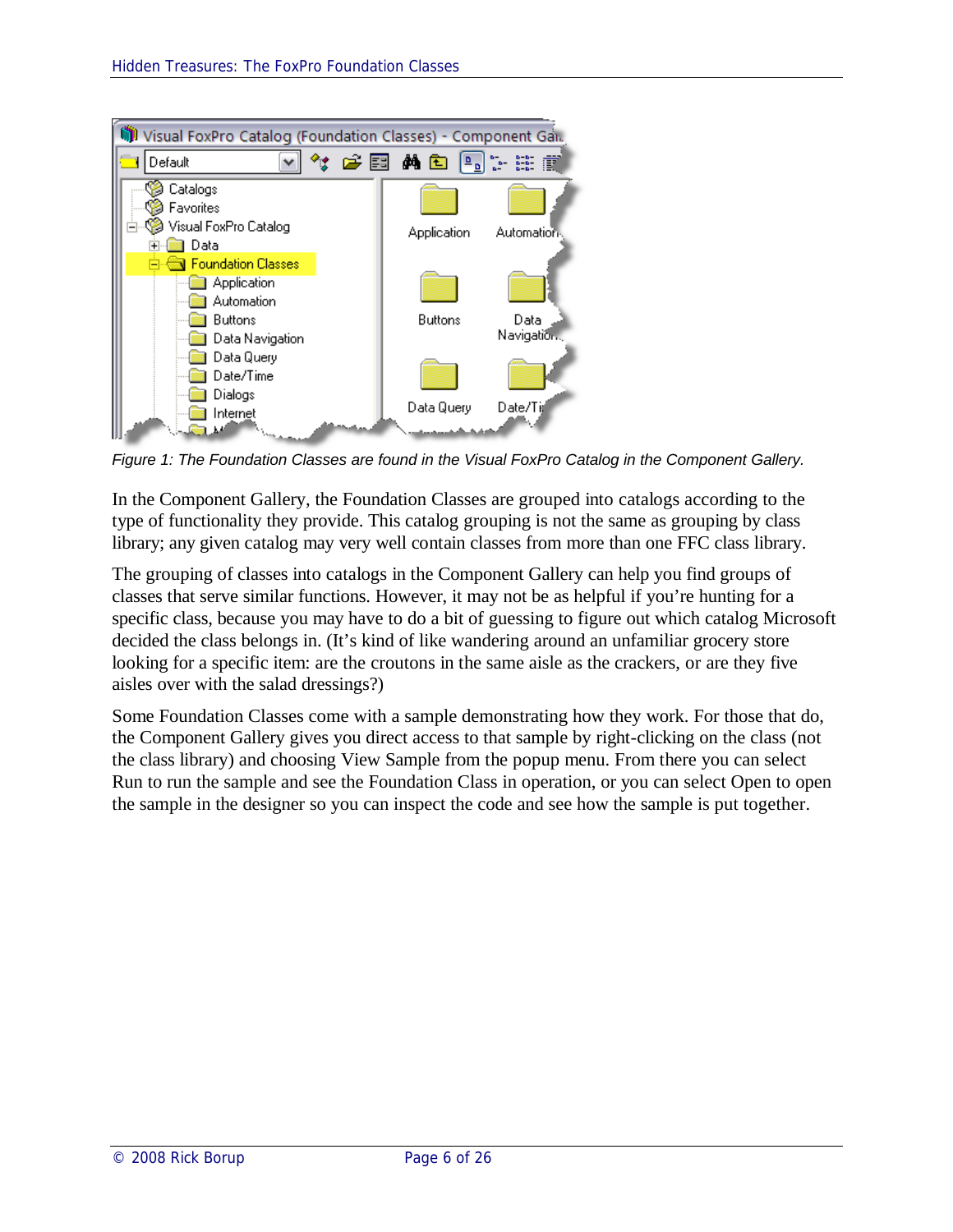*Figure 1: The Foundation Classes are found in the Visual FoxPro Catalog in the Component Gallery.*

In the Component Gallery, the Foundation Classes are grouped into catalogs according to the type of functionality they provide. This catalog grouping is not the same as grouping by class library; any given catalog may very well contain classes from more than one FFC class library.

The grouping of classes into catalogs in the Component Gallery can help you find groups of classes that serve similar functions. However, it may not be as helpful if you're hunting for a specific class, because you may have to do a bit of guessing to figure out which catalog Microsoft decided the class belongs in. (It's kind of like wandering around an unfamiliar grocery store looking for a specific item: are the croutons in the same aisle as the crackers, or are they five aisles over with the salad dressings?)

Some Foundation Classes come with a sample demonstrating how they work. For those that do, the Component Gallery gives you direct access to that sample by right-clicking on the class (not the class library) and choosing View Sample from the popup menu. From there you can select Run to run the sample and see the Foundation Class in operation, or you can select Open to open the sample in the designer so you can inspect the code and see how the sample is put together.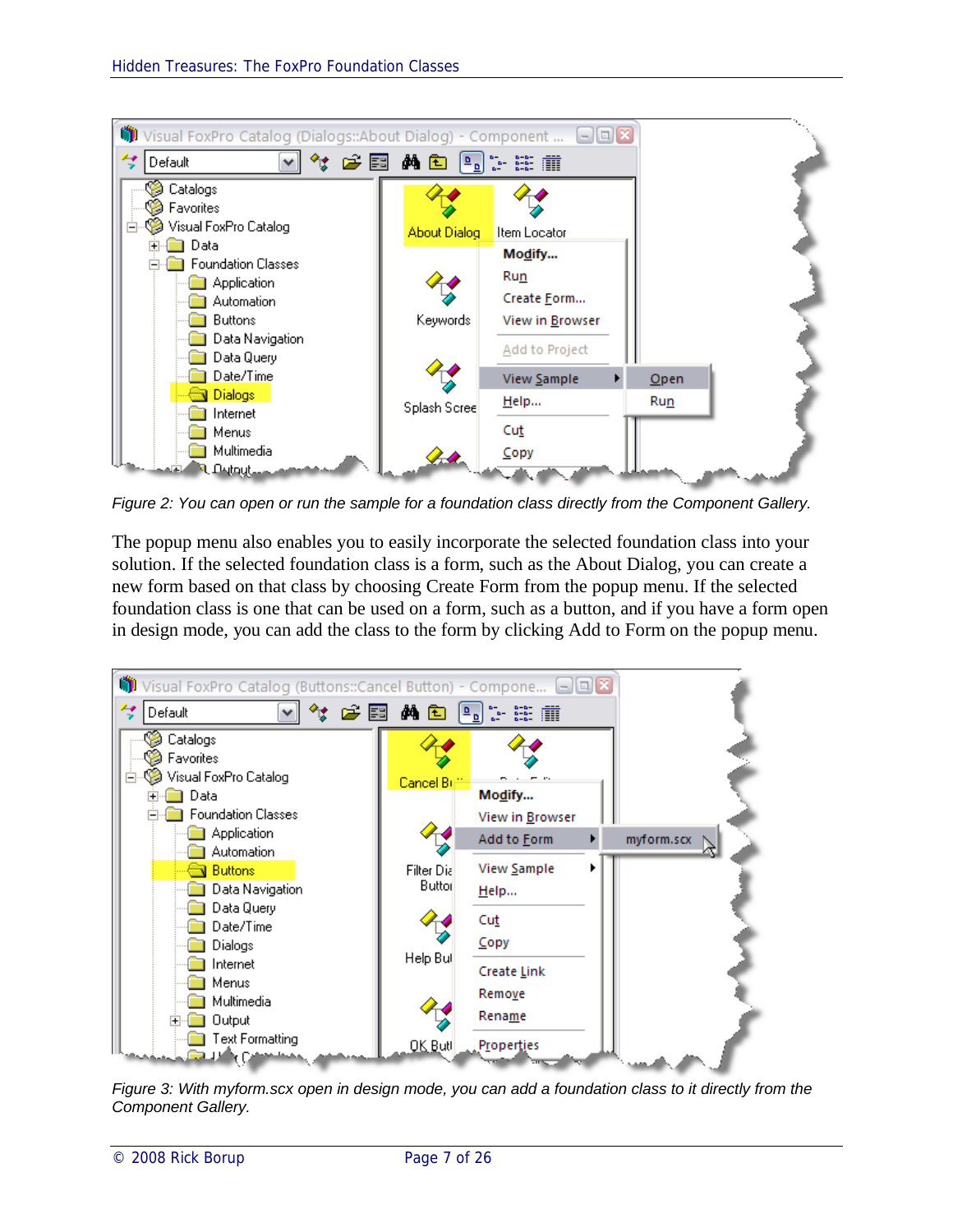*Figure 2: You can open or run the sample for a foundation class directly from the Component Gallery.*

The popup menu also enables you to easily incorporate the selected foundation class into your solution. If the selected foundation class is a form, such as the About Dialog, you can create a new form based on that class by choosing Create Form from the popup menu. If the selected foundation class is one that can be used on a form, such as a button, and if you have a form open in design mode, you can add the class to the form by clicking Add to Form on the popup menu.

*Figure 3: With myform.scx open in design mode, you can add a foundation class to it directly from the Component Gallery.*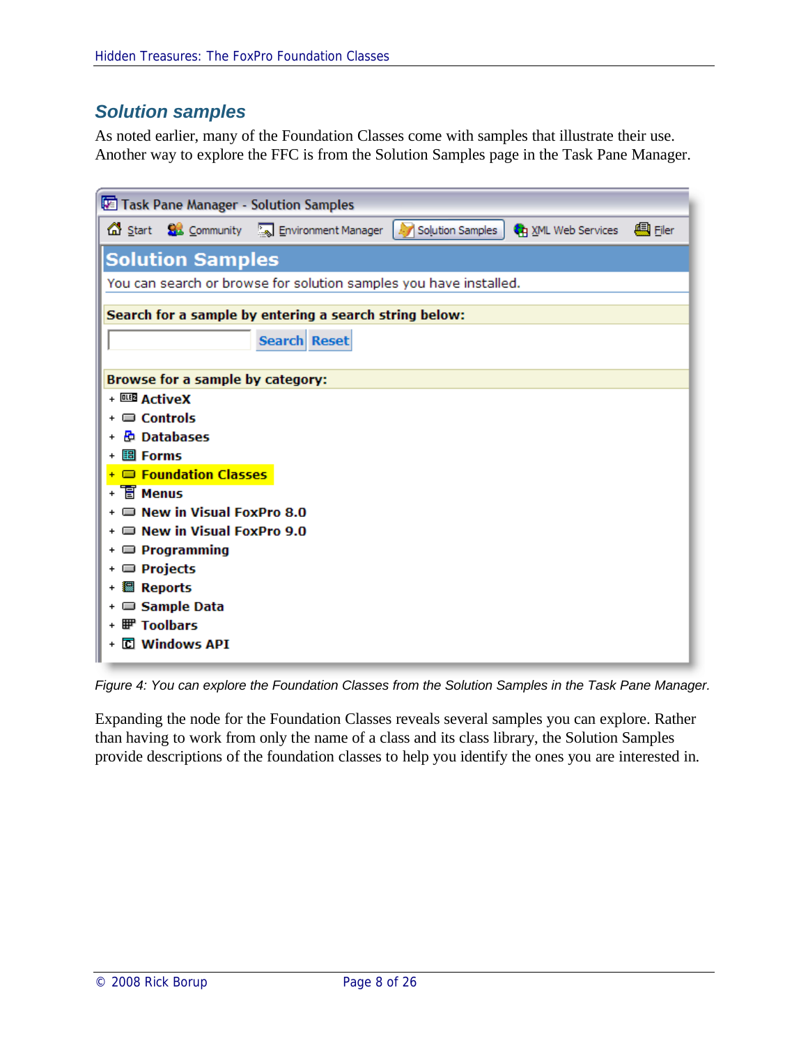## Solution samples

As noted earlier, many of the Foundation Classes come with samples that illustrate their use. Another way to explore the FFC is from the Solution Samples page in the Task Pane Manager.

*Figure 4: You can explore the Foundation Classes from the Solution Samples in the Task Pane Manager.*

Expanding the node for the Foundation Classes reveals several samples you can explore. Rather than having to work from only the name of a class and its class library, the Solution Samples provide descriptions of the foundation classes to help you identify the ones you are interested in.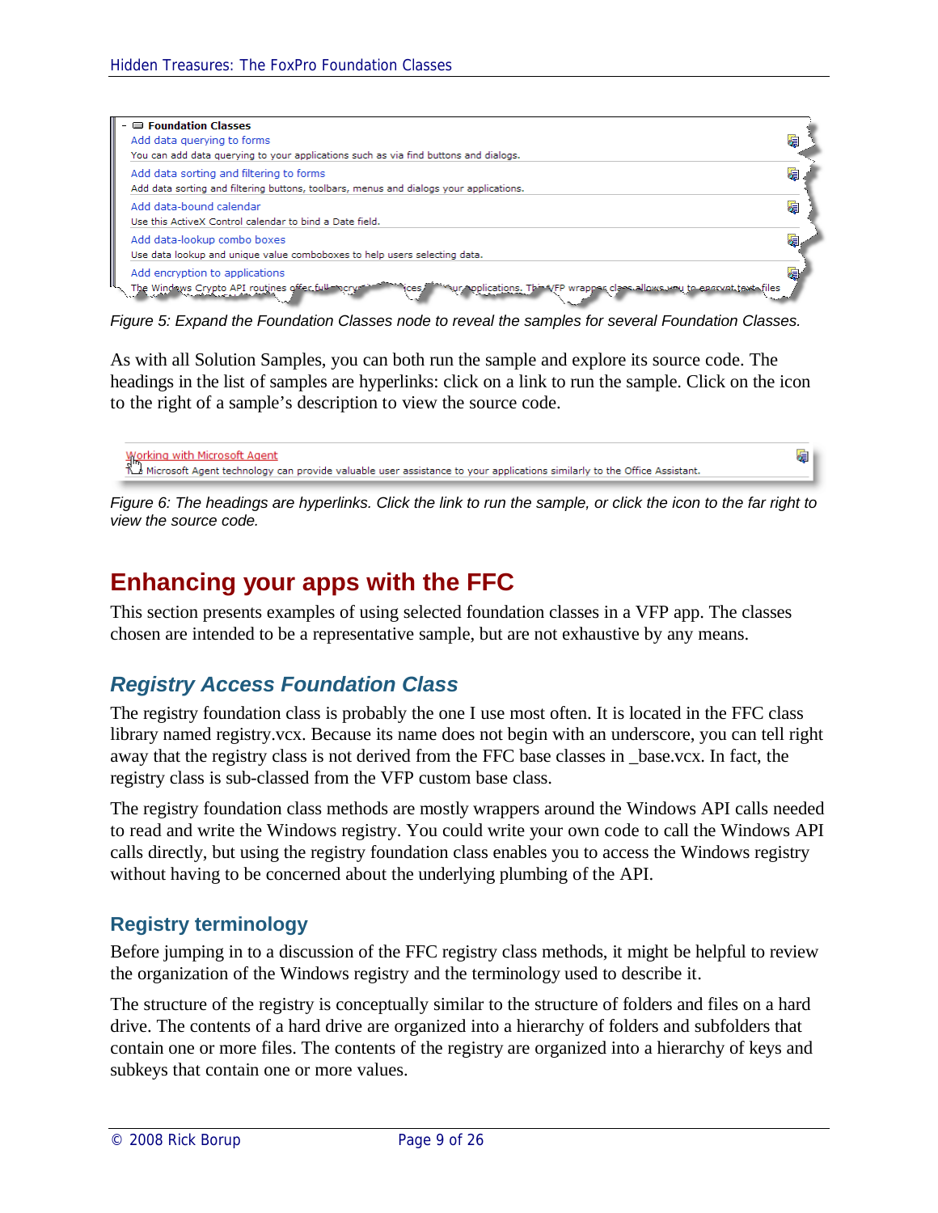Figure 5: Expand the Foundation Classes node to reveal the samples for several Foundation Classes.

As with all Solution Samples, you can both run the sample and explore its source code. The headings in the list of samples are hyperlinks: click on a link to run the sample. Click on the icon to the right of a sample's description to view the source code.

Figure 6: The headings are hyperlinks. Click the link to run the sample, or click the icon to the far right to view the source code.

# Enhancing your apps with the FFC

This section presents examples of using selected foundation classes in a VFP app. The classes chosen are intended to be a representative sample, but are not exhaustive by any means.

## *Registry Access Foundation Class*

The registry foundation class is probably the one I use most often. It is located in the FFC class library named registry.vcx. Because its name does not begin with an underscore, you can tell right away that the registry class is not derived from the FFC base classes in _base.vcx. In fact, the registry class is sub-classed from the VFP custom base class.

The registry foundation class methods are mostly wrappers around the Windows API calls needed to read and write the Windows registry. You could write your own code to call the Windows API calls directly, but using the registry foundation class enables you to access the Windows registry without having to be concerned about the underlying plumbing of the API.

### Registry terminology

Before jumping in to a discussion of the FFC registry class methods, it might be helpful to review the organization of the Windows registry and the terminology used to describe it.

The structure of the registry is conceptually similar to the structure of folders and files on a hard drive. The contents of a hard drive are organized into a hierarchy of folders and subfolders that contain one or more files. The contents of the registry are organized into a hierarchy of keys and subkeys that contain one or more values.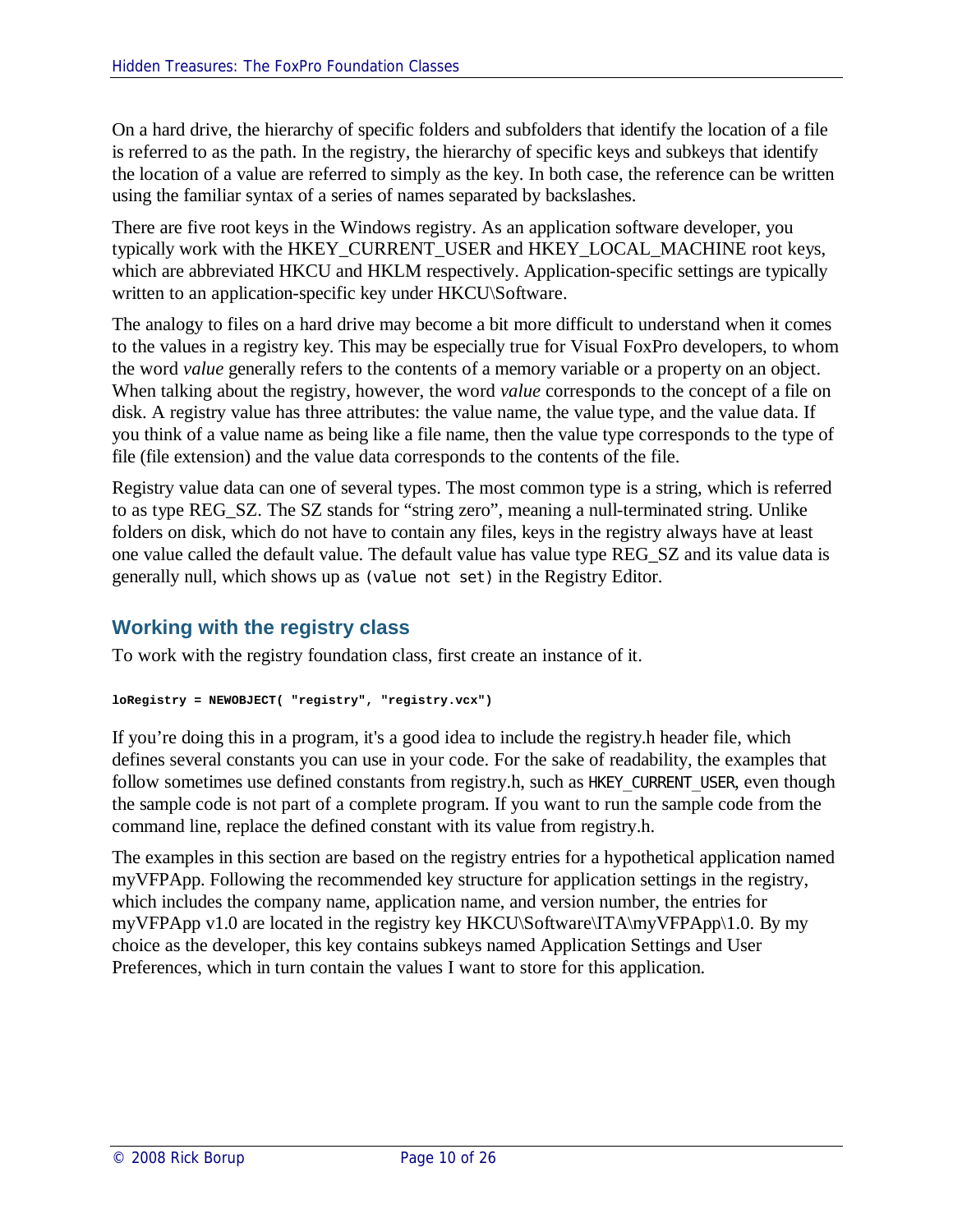On a hard drive, the hierarchy of specific folders and subfolders that identify the location of a file is referred to as the path. In the registry, the hierarchy of specific keys and subkeys that identify the location of a value are referred to simply as the key. In both case, the reference can be written using the familiar syntax of a series of names separated by backslashes.

There are five root keys in the Windows registry. As an application software developer, you typically work with the HKEY_CURRENT_USER and HKEY_LOCAL_MACHINE root keys, which are abbreviated HKCU and HKLM respectively. Application-specific settings are typically written to an application-specific key under HKCU\Software.

The analogy to files on a hard drive may become a bit more difficult to understand when it comes to the values in a registry key. This may be especially true for Visual FoxPro developers, to whom the word *value* generally refers to the contents of a memory variable or a property on an object. When talking about the registry, however, the word *value* corresponds to the concept of a file on disk. A registry value has three attributes: the value name, the value type, and the value data. If you think of a value name as being like a file name, then the value type corresponds to the type of file (file extension) and the value data corresponds to the contents of the file.

Registry value data can one of several types. The most common type is a string, which is referred to as type REG_SZ. The SZ stands for “string zero”, meaning a null-terminated string. Unlike folders on disk, which do not have to contain any files, keys in the registry always have at least one value called the default value. The default value has value type REG_SZ and its value data is generally null, which shows up as `(value not set)` in the Registry Editor.

## Working with the registry class

To work with the registry foundation class, first create an instance of it.

```
loRegistry = NEWOBJECT( "registry", "registry.vcx")
```

If you’re doing this in a program, it's a good idea to include the registry.h header file, which defines several constants you can use in your code. For the sake of readability, the examples that follow sometimes use defined constants from registry.h, such as `HKEY_CURRENT_USER`, even though the sample code is not part of a complete program. If you want to run the sample code from the command line, replace the defined constant with its value from registry.h.

The examples in this section are based on the registry entries for a hypothetical application named myVFPApp. Following the recommended key structure for application settings in the registry, which includes the company name, application name, and version number, the entries for myVFPApp v1.0 are located in the registry key HKCU\Software\ITA\myVFPApp\1.0. By my choice as the developer, this key contains subkeys named Application Settings and User Preferences, which in turn contain the values I want to store for this application.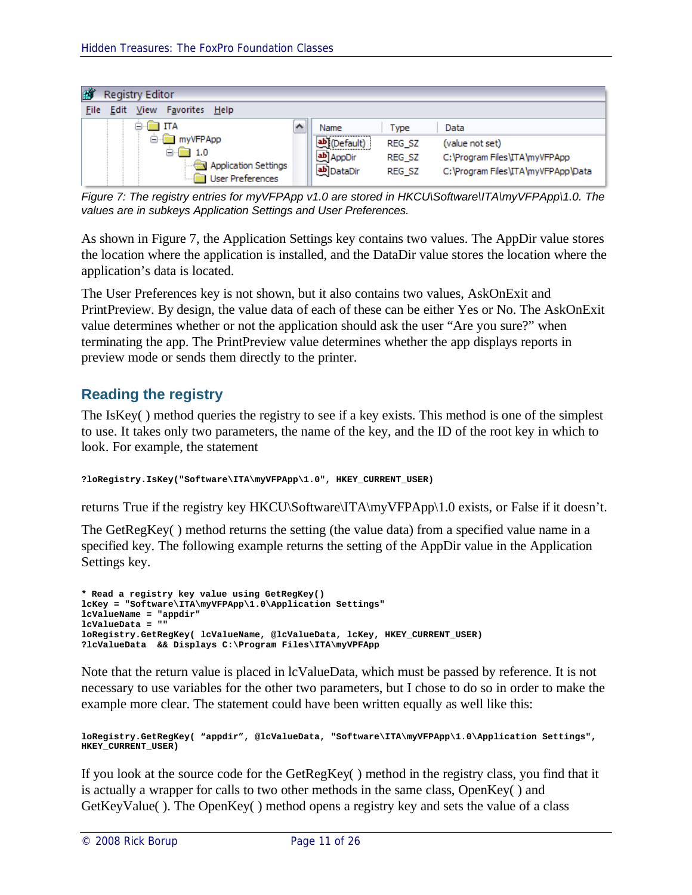Figure 7: The registry entries for myVFPApp v1.0 are stored in HKCU\Software\ITA\myVFPApp\1.0. The values are in subkeys Application Settings and User Preferences.

As shown in Figure 7, the Application Settings key contains two values. The AppDir value stores the location where the application is installed, and the DataDir value stores the location where the application's data is located.

The User Preferences key is not shown, but it also contains two values, AskOnExit and PrintPreview. By design, the value data of each of these can be either Yes or No. The AskOnExit value determines whether or not the application should ask the user "Are you sure?" when terminating the app. The PrintPreview value determines whether the app displays reports in preview mode or sends them directly to the printer.

## Reading the registry

The IsKey( ) method queries the registry to see if a key exists. This method is one of the simplest to use. It takes only two parameters, the name of the key, and the ID of the root key in which to look. For example, the statement

```
?loRegistry.IsKey("Software\ITA\myVFPApp\1.0", HKEY_CURRENT_USER)
```

returns True if the registry key HKCU\Software\ITA\myVFPApp\1.0 exists, or False if it doesn't.

The GetRegKey( ) method returns the setting (the value data) from a specified value name in a specified key. The following example returns the setting of the AppDir value in the Application Settings key.

```
* Read a registry key value using GetRegKey()
lcKey = "Software\ITA\myVFPApp\1.0\Application Settings"
lcValueName = "appdir"
lcValueData = ""
loRegistry.GetRegKey( lcValueName, @lcValueData, lcKey, HKEY_CURRENT_USER)
?lcValueData  && Displays C:\Program Files\ITA\myVFPApp
```

Note that the return value is placed in lcValueData, which must be passed by reference. It is not necessary to use variables for the other two parameters, but I chose to do so in order to make the example more clear. The statement could have been written equally as well like this:

```
loRegistry.GetRegKey( "appdir", @lcValueData, "Software\ITA\myVFPApp\1.0\Application Settings",
HKEY_CURRENT_USER)
```

If you look at the source code for the GetRegKey( ) method in the registry class, you find that it is actually a wrapper for calls to two other methods in the same class, OpenKey( ) and GetKeyValue( ). The OpenKey( ) method opens a registry key and sets the value of a class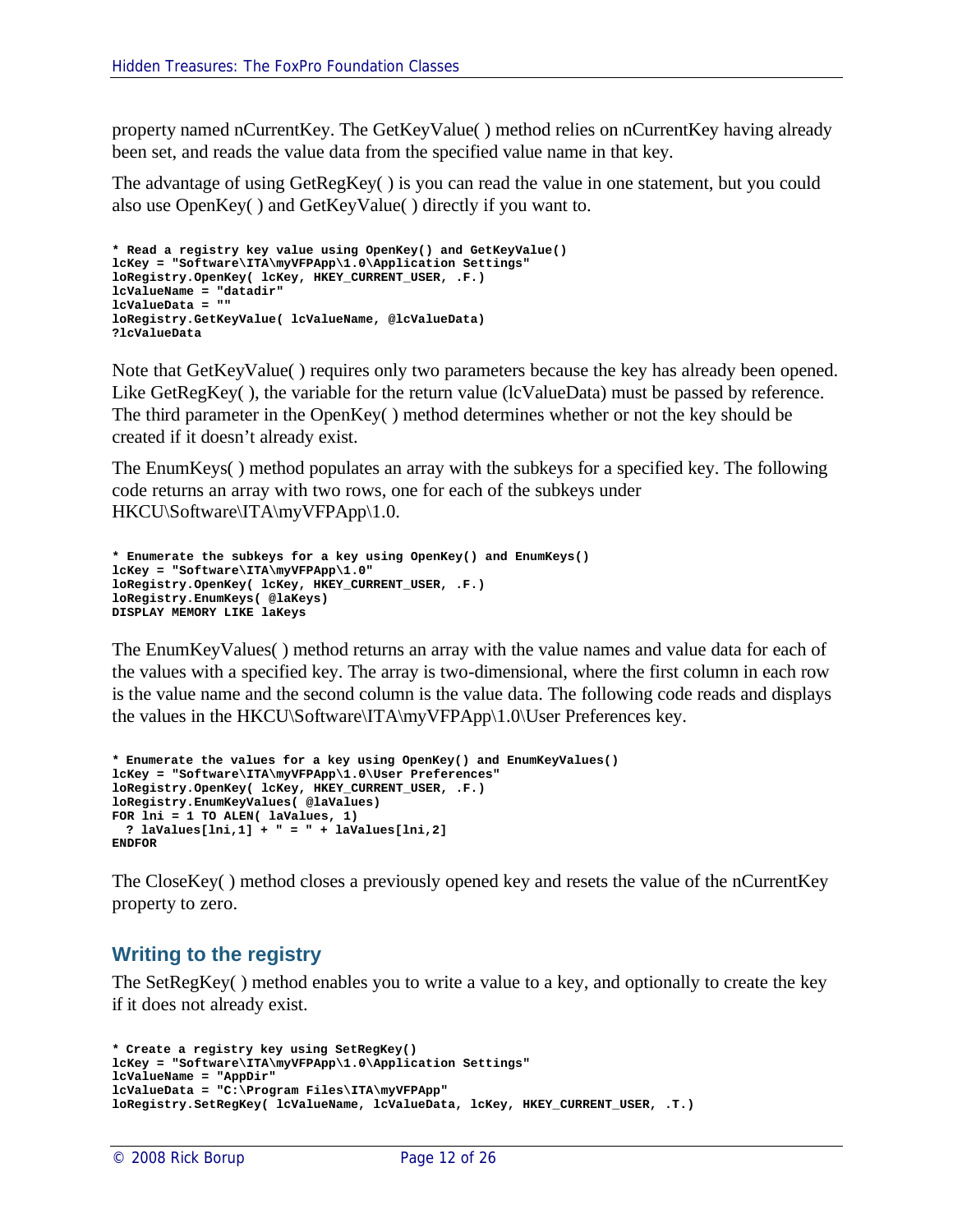property named nCurrentKey. The GetKeyValue( ) method relies on nCurrentKey having already been set, and reads the value data from the specified value name in that key.

The advantage of using GetRegKey( ) is you can read the value in one statement, but you could also use OpenKey( ) and GetKeyValue( ) directly if you want to.

```
* Read a registry key value using OpenKey() and GetKeyValue()
lcKey = "Software\ITA\myVFPApp\1.0\Application Settings"
loRegistry.OpenKey( lcKey, HKEY_CURRENT_USER, .F.)
lcValueName = "datadir"
lcValueData = ""
loRegistry.GetKeyValue( lcValueName, @lcValueData)
?lcValueData
```

Note that GetKeyValue( ) requires only two parameters because the key has already been opened. Like GetRegKey( ), the variable for the return value (lcValueData) must be passed by reference. The third parameter in the OpenKey( ) method determines whether or not the key should be created if it doesn't already exist.

The EnumKeys( ) method populates an array with the subkeys for a specified key. The following code returns an array with two rows, one for each of the subkeys under HKCU\Software\ITA\myVFPApp\1.0.

```
* Enumerate the subkeys for a key using OpenKey() and EnumKeys()
lcKey = "Software\ITA\myVFPApp\1.0"
loRegistry.OpenKey( lcKey, HKEY_CURRENT_USER, .F.)
loRegistry.EnumKeys( @laKeys)
DISPLAY MEMORY LIKE laKeys
```

The EnumKeyValues( ) method returns an array with the value names and value data for each of the values with a specified key. The array is two-dimensional, where the first column in each row is the value name and the second column is the value data. The following code reads and displays the values in the HKCU\Software\ITA\myVFPApp\1.0\User Preferences key.

```
* Enumerate the values for a key using OpenKey() and EnumKeyValues()
lcKey = "Software\ITA\myVFPApp\1.0\User Preferences"
loRegistry.OpenKey( lcKey, HKEY_CURRENT_USER, .F.)
loRegistry.EnumKeyValues( @laValues)
FOR lni = 1 TO ALEN( laValues, 1)
  ? laValues[lni,1] + " = " + laValues[lni,2]
ENDFOR
```

The CloseKey( ) method closes a previously opened key and resets the value of the nCurrentKey property to zero.

## Writing to the registry

The SetRegKey( ) method enables you to write a value to a key, and optionally to create the key if it does not already exist.

```
* Create a registry key using SetRegKey()
lcKey = "Software\ITA\myVFPApp\1.0\Application Settings"
lcValueName = "AppDir"
lcValueData = "C:\Program Files\ITA\myVFPApp"
loRegistry.SetRegKey( lcValueName, lcValueData, lcKey, HKEY_CURRENT_USER, .T.)
```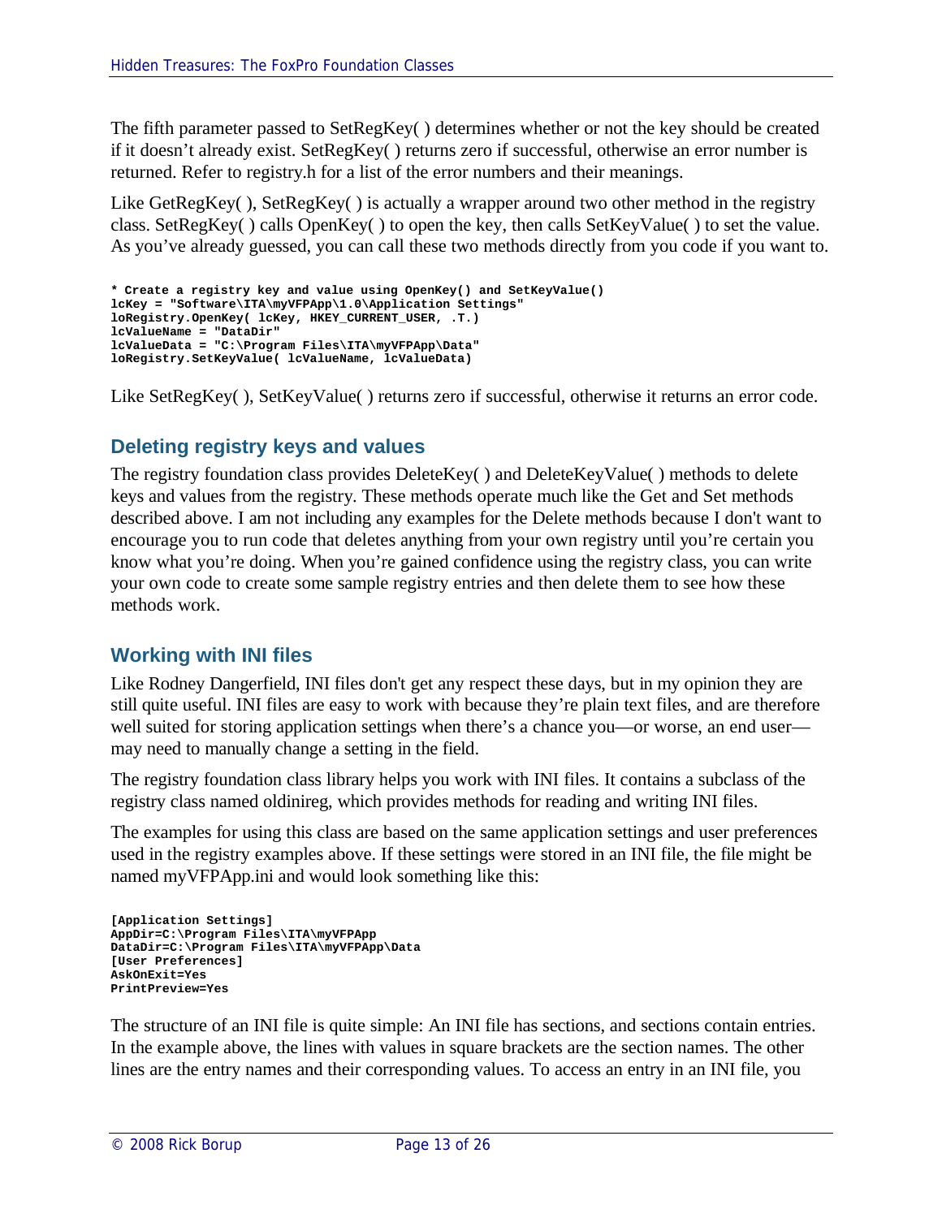The fifth parameter passed to SetRegKey( ) determines whether or not the key should be created if it doesn't already exist. SetRegKey( ) returns zero if successful, otherwise an error number is returned. Refer to registry.h for a list of the error numbers and their meanings.

Like GetRegKey( ), SetRegKey( ) is actually a wrapper around two other method in the registry class. SetRegKey( ) calls OpenKey( ) to open the key, then calls SetKeyValue( ) to set the value. As you've already guessed, you can call these two methods directly from you code if you want to.

```
* Create a registry key and value using OpenKey() and SetKeyValue()
lcKey = "Software\ITA\myVFPApp\1.0\Application Settings"
loRegistry.OpenKey( lcKey, HKEY_CURRENT_USER, .T.)
lcValueName = "DataDir"
lcValueData = "C:\Program Files\ITA\myVFPApp\Data"
loRegistry.SetKeyValue( lcValueName, lcValueData)
```

Like SetRegKey( ), SetKeyValue( ) returns zero if successful, otherwise it returns an error code.

## Deleting registry keys and values

The registry foundation class provides DeleteKey( ) and DeleteKeyValue( ) methods to delete keys and values from the registry. These methods operate much like the Get and Set methods described above. I am not including any examples for the Delete methods because I don't want to encourage you to run code that deletes anything from your own registry until you're certain you know what you're doing. When you're gained confidence using the registry class, you can write your own code to create some sample registry entries and then delete them to see how these methods work.

## Working with INI files

Like Rodney Dangerfield, INI files don't get any respect these days, but in my opinion they are still quite useful. INI files are easy to work with because they're plain text files, and are therefore well suited for storing application settings when there's a chance you—or worse, an end user—may need to manually change a setting in the field.

The registry foundation class library helps you work with INI files. It contains a subclass of the registry class named oldinireg, which provides methods for reading and writing INI files.

The examples for using this class are based on the same application settings and user preferences used in the registry examples above. If these settings were stored in an INI file, the file might be named myVFPApp.ini and would look something like this:

```
[Application Settings]
AppDir=C:\Program Files\ITA\myVFPApp
DataDir=C:\Program Files\ITA\myVFPApp\Data
[User Preferences]
AskOnExit=Yes
PrintPreview=Yes
```

The structure of an INI file is quite simple: An INI file has sections, and sections contain entries. In the example above, the lines with values in square brackets are the section names. The other lines are the entry names and their corresponding values. To access an entry in an INI file, you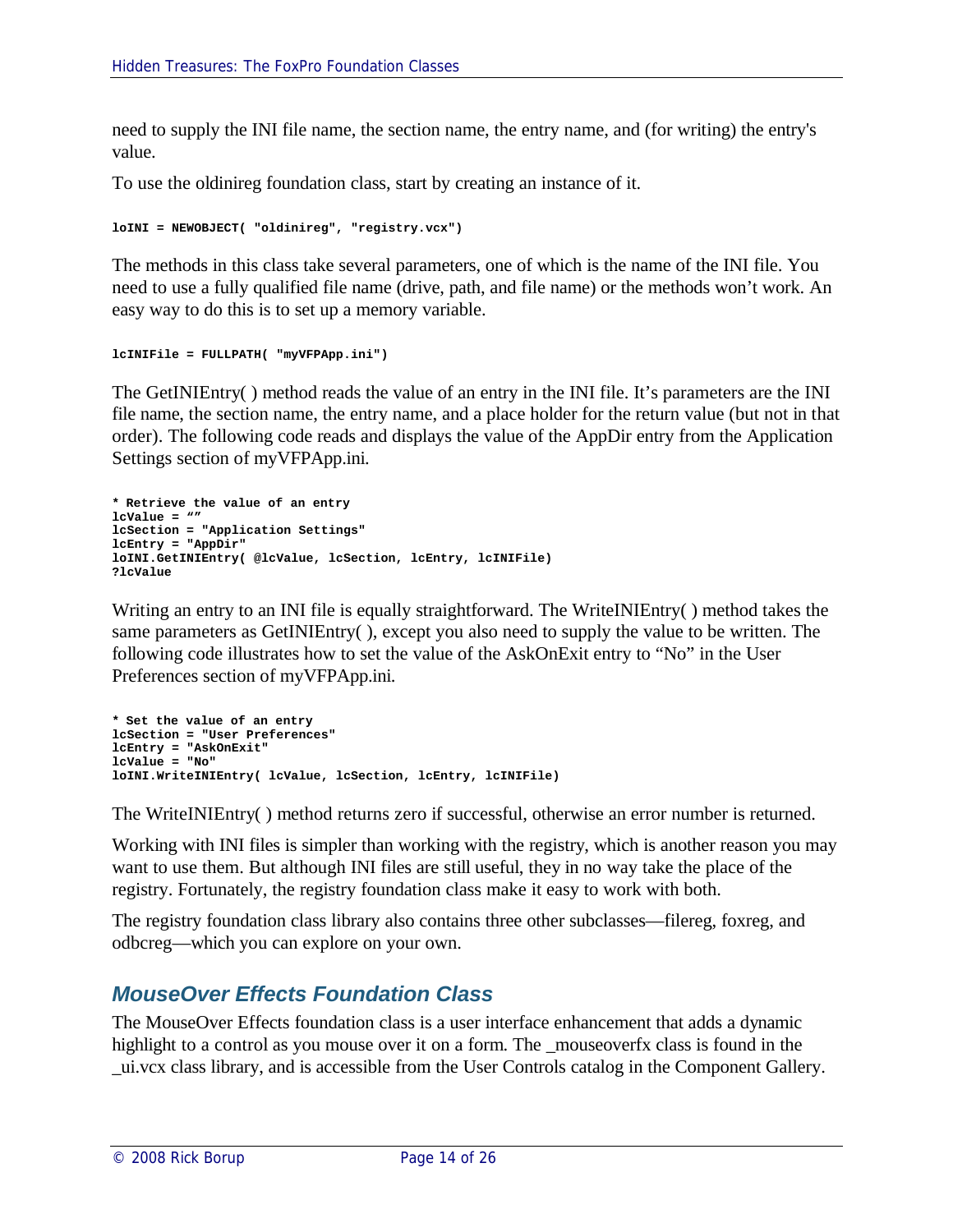need to supply the INI file name, the section name, the entry name, and (for writing) the entry's value.

To use the oldinireg foundation class, start by creating an instance of it.

```
loINI = NEWOBJECT( "oldinireg", "registry.vcx")
```

The methods in this class take several parameters, one of which is the name of the INI file. You need to use a fully qualified file name (drive, path, and file name) or the methods won't work. An easy way to do this is to set up a memory variable.

```
lcINIFile = FULLPATH( "myVFPApp.ini")
```

The GetINIEntry( ) method reads the value of an entry in the INI file. It's parameters are the INI file name, the section name, the entry name, and a place holder for the return value (but not in that order). The following code reads and displays the value of the AppDir entry from the Application Settings section of myVFPApp.ini.

```
* Retrieve the value of an entry
lcValue = “”
lcSection = "Application Settings"
lcEntry = "AppDir"
loINI.GetINIEntry( @lcValue, lcSection, lcEntry, lcINIFile)
?lcValue
```

Writing an entry to an INI file is equally straightforward. The WriteINIEntry( ) method takes the same parameters as GetINIEntry( ), except you also need to supply the value to be written. The following code illustrates how to set the value of the AskOnExit entry to “No” in the User Preferences section of myVFPApp.ini.

```
* Set the value of an entry
lcSection = "User Preferences"
lcEntry = "AskOnExit"
lcValue = "No"
loINI.WriteINIEntry( lcValue, lcSection, lcEntry, lcINIFile)
```

The WriteINIEntry( ) method returns zero if successful, otherwise an error number is returned.

Working with INI files is simpler than working with the registry, which is another reason you may want to use them. But although INI files are still useful, they in no way take the place of the registry. Fortunately, the registry foundation class make it easy to work with both.

The registry foundation class library also contains three other subclasses—filereg, foxreg, and odbcreg—which you can explore on your own.

## MouseOver Effects Foundation Class

The MouseOver Effects foundation class is a user interface enhancement that adds a dynamic highlight to a control as you mouse over it on a form. The _mouseoverfx class is found in the _ui.vcx class library, and is accessible from the User Controls catalog in the Component Gallery.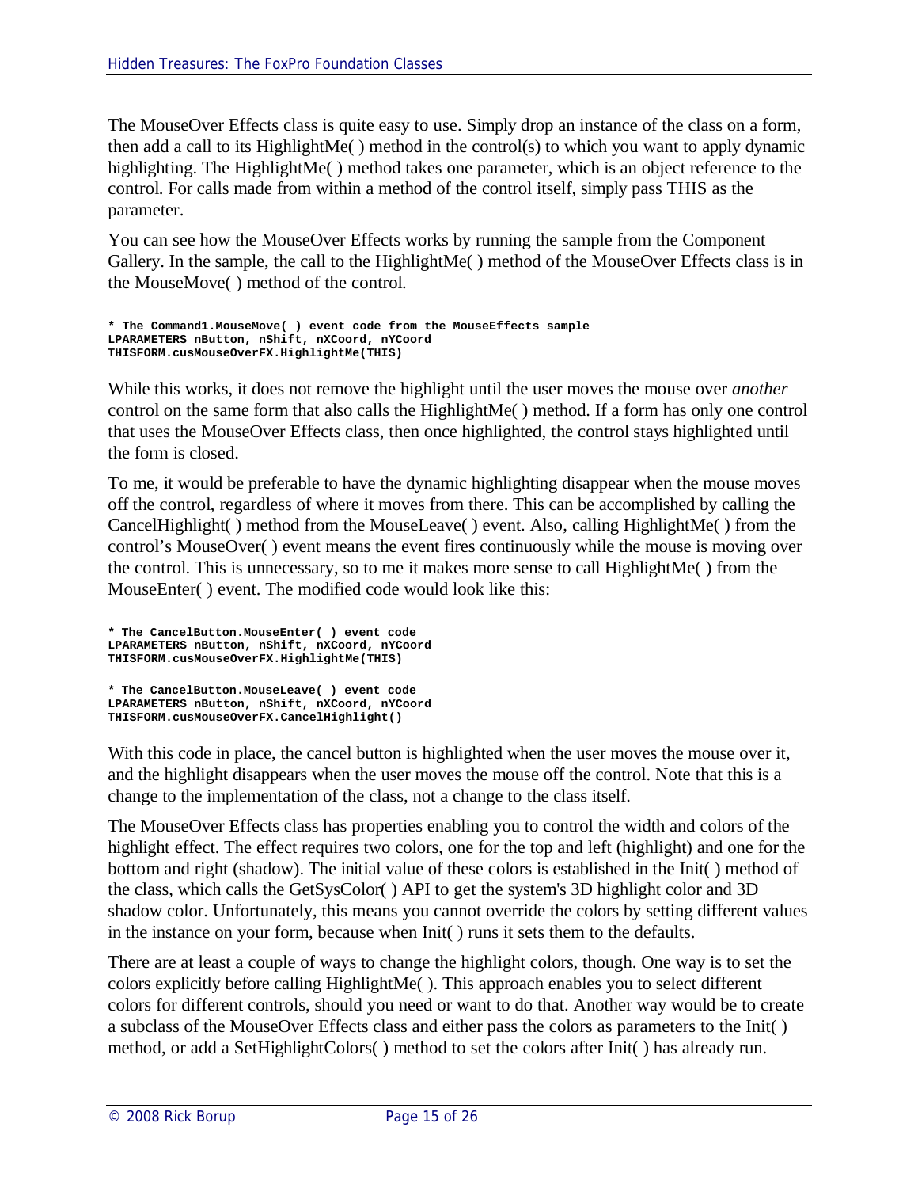The MouseOver Effects class is quite easy to use. Simply drop an instance of the class on a form, then add a call to its HighlightMe( ) method in the control(s) to which you want to apply dynamic highlighting. The HighlightMe( ) method takes one parameter, which is an object reference to the control. For calls made from within a method of the control itself, simply pass THIS as the parameter.

You can see how the MouseOver Effects works by running the sample from the Component Gallery. In the sample, the call to the HighlightMe( ) method of the MouseOver Effects class is in the MouseMove( ) method of the control.

```
* The Command1.MouseMove( ) event code from the MouseEffects sample
LPARAMETERS nButton, nShift, nXCoord, nYCoord
THISFORM.cusMouseOverFX.HighlightMe(THIS)
```

While this works, it does not remove the highlight until the user moves the mouse over *another* control on the same form that also calls the HighlightMe( ) method. If a form has only one control that uses the MouseOver Effects class, then once highlighted, the control stays highlighted until the form is closed.

To me, it would be preferable to have the dynamic highlighting disappear when the mouse moves off the control, regardless of where it moves from there. This can be accomplished by calling the CancelHighlight( ) method from the MouseLeave( ) event. Also, calling HighlightMe( ) from the control's MouseOver( ) event means the event fires continuously while the mouse is moving over the control. This is unnecessary, so to me it makes more sense to call HighlightMe( ) from the MouseEnter( ) event. The modified code would look like this:

```
* The CancelButton.MouseEnter( ) event code
LPARAMETERS nButton, nShift, nXCoord, nYCoord
THISFORM.cusMouseOverFX.HighlightMe(THIS)

* The CancelButton.MouseLeave( ) event code
LPARAMETERS nButton, nShift, nXCoord, nYCoord
THISFORM.cusMouseOverFX.CancelHighlight()
```

With this code in place, the cancel button is highlighted when the user moves the mouse over it, and the highlight disappears when the user moves the mouse off the control. Note that this is a change to the implementation of the class, not a change to the class itself.

The MouseOver Effects class has properties enabling you to control the width and colors of the highlight effect. The effect requires two colors, one for the top and left (highlight) and one for the bottom and right (shadow). The initial value of these colors is established in the Init( ) method of the class, which calls the GetSysColor( ) API to get the system's 3D highlight color and 3D shadow color. Unfortunately, this means you cannot override the colors by setting different values in the instance on your form, because when Init( ) runs it sets them to the defaults.

There are at least a couple of ways to change the highlight colors, though. One way is to set the colors explicitly before calling HighlightMe( ). This approach enables you to select different colors for different controls, should you need or want to do that. Another way would be to create a subclass of the MouseOver Effects class and either pass the colors as parameters to the Init( ) method, or add a SetHighlightColors( ) method to set the colors after Init( ) has already run.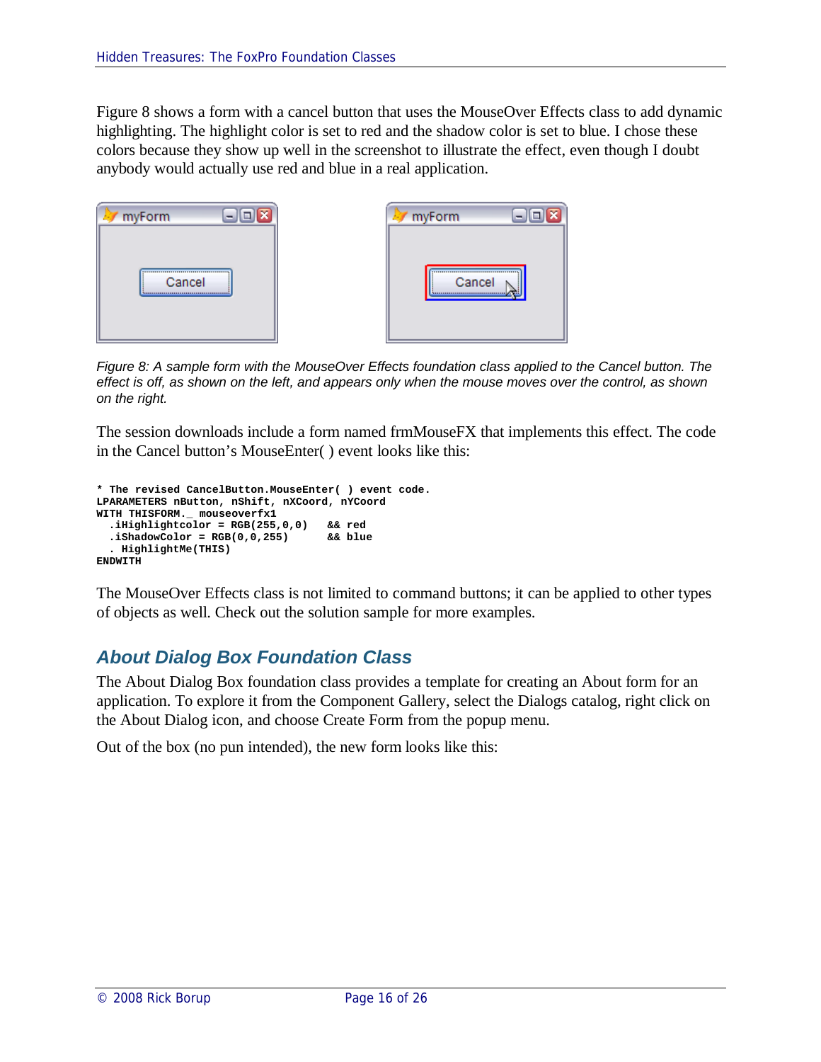Figure 8 shows a form with a cancel button that uses the MouseOver Effects class to add dynamic highlighting. The highlight color is set to red and the shadow color is set to blue. I chose these colors because they show up well in the screenshot to illustrate the effect, even though I doubt anybody would actually use red and blue in a real application.

*Figure 8: A sample form with the MouseOver Effects foundation class applied to the Cancel button. The effect is off, as shown on the left, and appears only when the mouse moves over the control, as shown on the right.*

The session downloads include a form named frmMouseFX that implements this effect. The code in the Cancel button's MouseEnter( ) event looks like this:

```
* The revised CancelButton.MouseEnter( ) event code.
LPARAMETERS nButton, nShift, nXCoord, nYCoord
WITH THISFORM._ mouseoverfx1
  .iHighlightcolor = RGB(255,0,0)   && red
  .iShadowColor = RGB(0,0,255)      && blue
  . HighlightMe(THIS)
ENDWITH
```

The MouseOver Effects class is not limited to command buttons; it can be applied to other types of objects as well. Check out the solution sample for more examples.

## About Dialog Box Foundation Class

The About Dialog Box foundation class provides a template for creating an About form for an application. To explore it from the Component Gallery, select the Dialogs catalog, right click on the About Dialog icon, and choose Create Form from the popup menu.

Out of the box (no pun intended), the new form looks like this: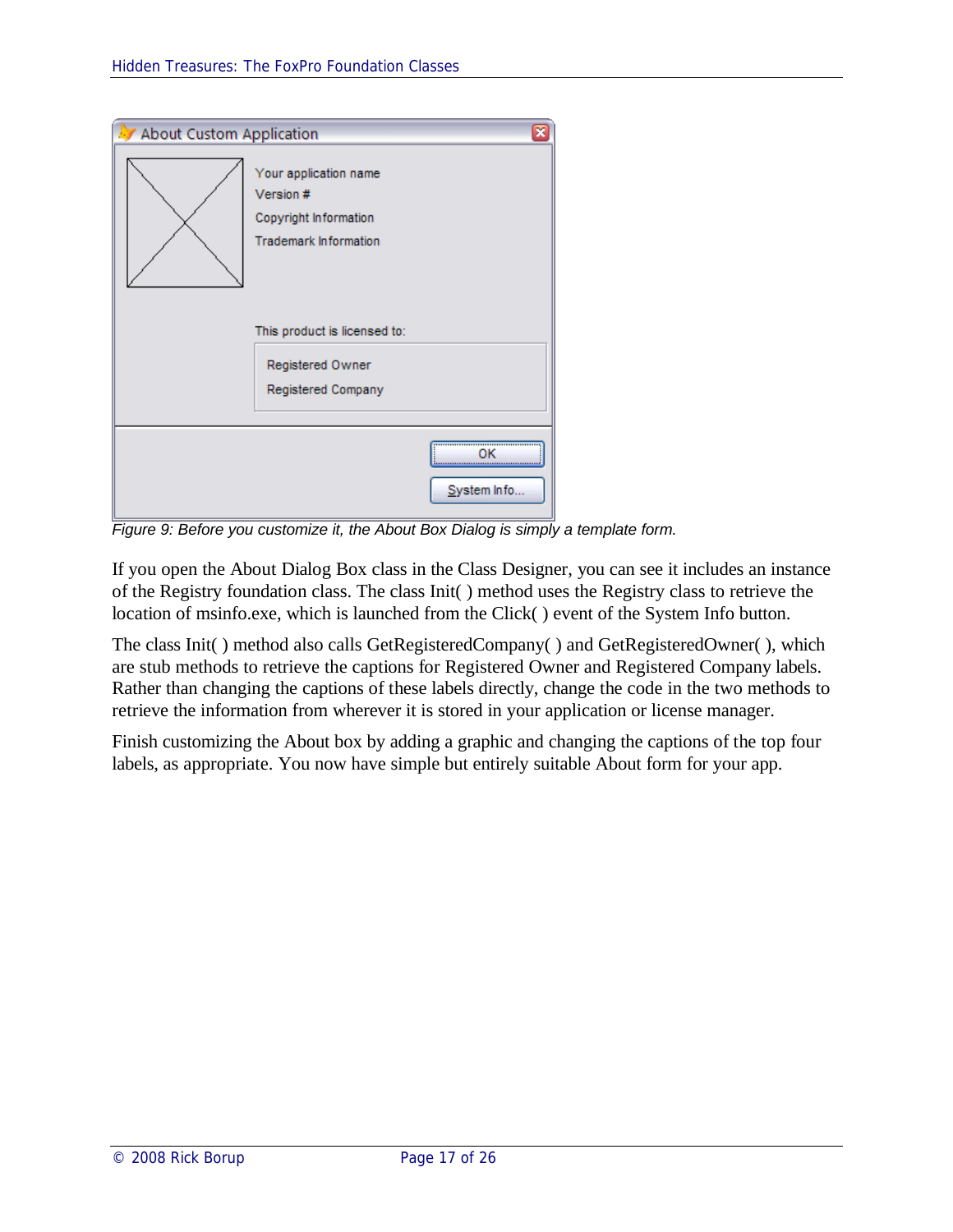*Figure 9: Before you customize it, the About Box Dialog is simply a template form.*

If you open the About Dialog Box class in the Class Designer, you can see it includes an instance of the Registry foundation class. The class Init( ) method uses the Registry class to retrieve the location of msinfo.exe, which is launched from the Click( ) event of the System Info button.

The class Init( ) method also calls GetRegisteredCompany( ) and GetRegisteredOwner( ), which are stub methods to retrieve the captions for Registered Owner and Registered Company labels. Rather than changing the captions of these labels directly, change the code in the two methods to retrieve the information from wherever it is stored in your application or license manager.

Finish customizing the About box by adding a graphic and changing the captions of the top four labels, as appropriate. You now have simple but entirely suitable About form for your app.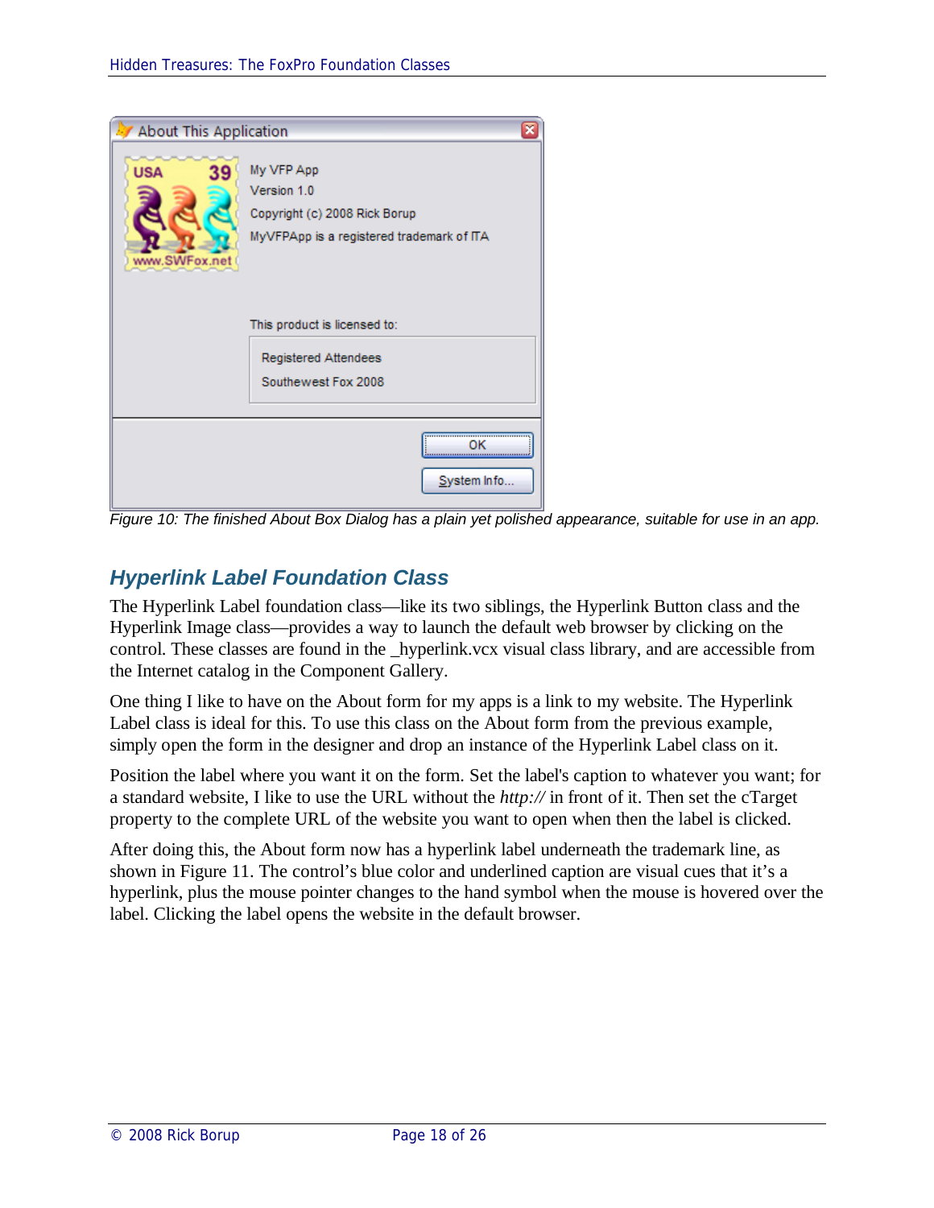Figure 10: The finished About Box Dialog has a plain yet polished appearance, suitable for use in an app.

## Hyperlink Label Foundation Class

The Hyperlink Label foundation class—like its two siblings, the Hyperlink Button class and the Hyperlink Image class—provides a way to launch the default web browser by clicking on the control. These classes are found in the _hyperlink.vcx visual class library, and are accessible from the Internet catalog in the Component Gallery.

One thing I like to have on the About form for my apps is a link to my website. The Hyperlink Label class is ideal for this. To use this class on the About form from the previous example, simply open the form in the designer and drop an instance of the Hyperlink Label class on it.

Position the label where you want it on the form. Set the label's caption to whatever you want; for a standard website, I like to use the URL without the *http://* in front of it. Then set the cTarget property to the complete URL of the website you want to open when then the label is clicked.

After doing this, the About form now has a hyperlink label underneath the trademark line, as shown in Figure 11. The control's blue color and underlined caption are visual cues that it's a hyperlink, plus the mouse pointer changes to the hand symbol when the mouse is hovered over the label. Clicking the label opens the website in the default browser.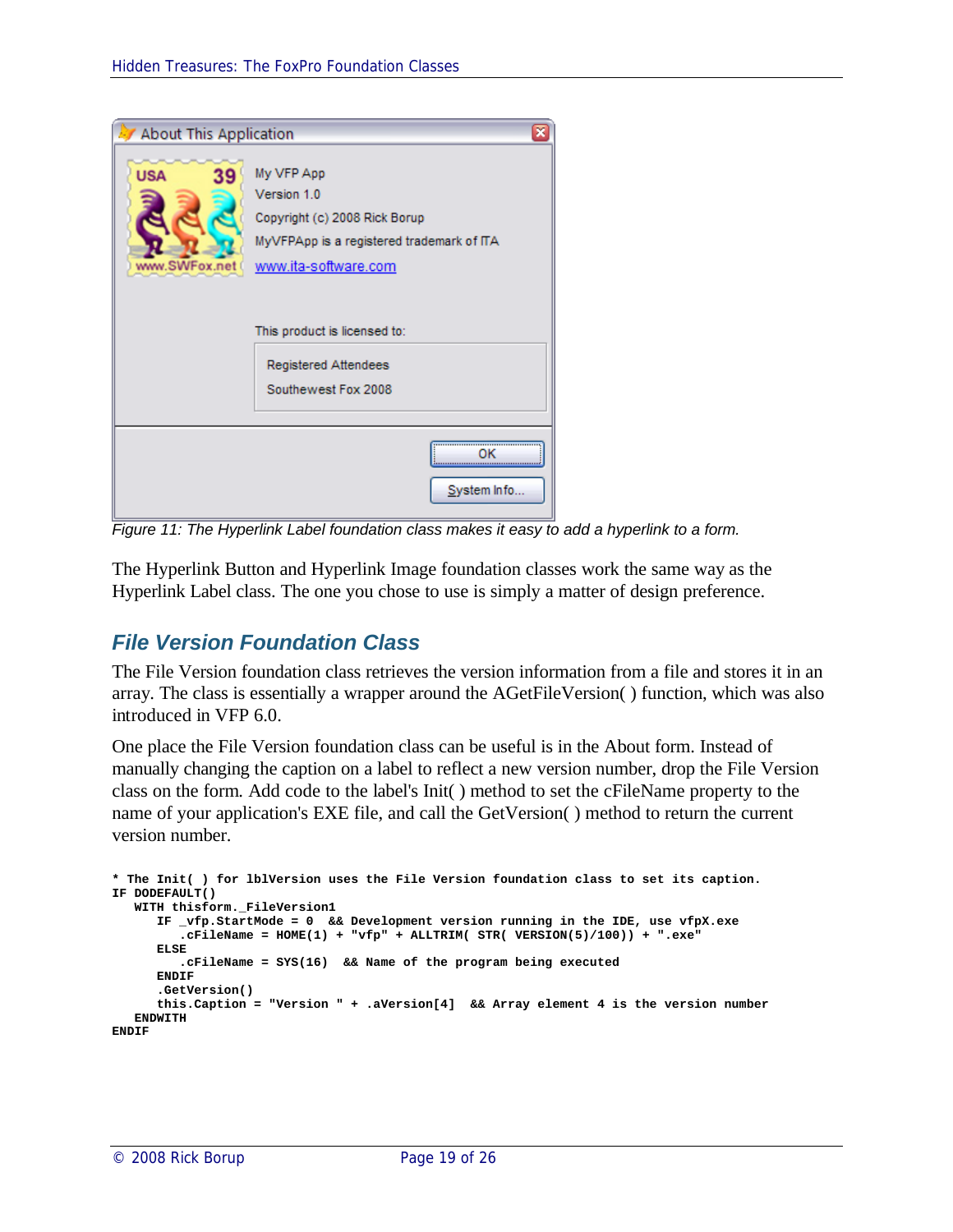Figure 11: The Hyperlink Label foundation class makes it easy to add a hyperlink to a form.

The Hyperlink Button and Hyperlink Image foundation classes work the same way as the Hyperlink Label class. The one you chose to use is simply a matter of design preference.

## File Version Foundation Class

The File Version foundation class retrieves the version information from a file and stores it in an array. The class is essentially a wrapper around the AGetFileVersion( ) function, which was also introduced in VFP 6.0.

One place the File Version foundation class can be useful is in the About form. Instead of manually changing the caption on a label to reflect a new version number, drop the File Version class on the form. Add code to the label's Init( ) method to set the cFileName property to the name of your application's EXE file, and call the GetVersion( ) method to return the current version number.

```
* The Init( ) for lblVersion uses the File Version foundation class to set its caption.
IF DODEFAULT()
   WITH thisform._FileVersion1
      IF _vfp.StartMode = 0  && Development version running in the IDE, use vfpX.exe
         .cFileName = HOME(1) + "vfp" + ALLTRIM( STR( VERSION(5)/100)) + ".exe"
      ELSE
         .cFileName = SYS(16)  && Name of the program being executed
      ENDIF
      .GetVersion()
      this.Caption = "Version " + .aVersion[4]  && Array element 4 is the version number
   ENDWITH
ENDIF
```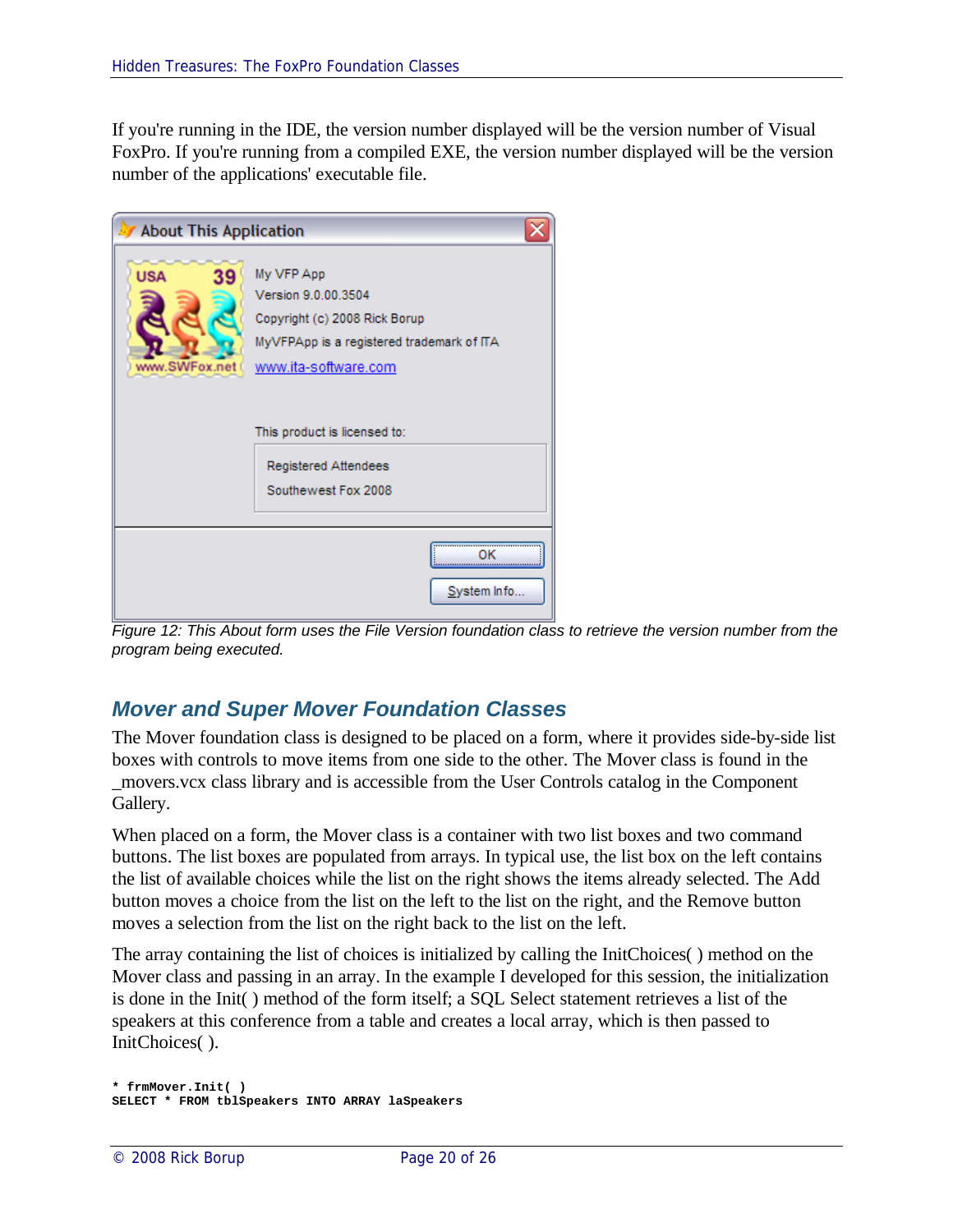If you're running in the IDE, the version number displayed will be the version number of Visual FoxPro. If you're running from a compiled EXE, the version number displayed will be the version number of the applications' executable file.

Figure 12: This About form uses the File Version foundation class to retrieve the version number from the program being executed.

## Mover and Super Mover Foundation Classes

The Mover foundation class is designed to be placed on a form, where it provides side-by-side list boxes with controls to move items from one side to the other. The Mover class is found in the _movers.vcx class library and is accessible from the User Controls catalog in the Component Gallery.

When placed on a form, the Mover class is a container with two list boxes and two command buttons. The list boxes are populated from arrays. In typical use, the list box on the left contains the list of available choices while the list on the right shows the items already selected. The Add button moves a choice from the list on the left to the list on the right, and the Remove button moves a selection from the list on the right back to the list on the left.

The array containing the list of choices is initialized by calling the InitChoices( ) method on the Mover class and passing in an array. In the example I developed for this session, the initialization is done in the Init( ) method of the form itself; a SQL Select statement retrieves a list of the speakers at this conference from a table and creates a local array, which is then passed to InitChoices( ).

```
* frmMover.Init( )
SELECT * FROM tblSpeakers INTO ARRAY laSpeakers
```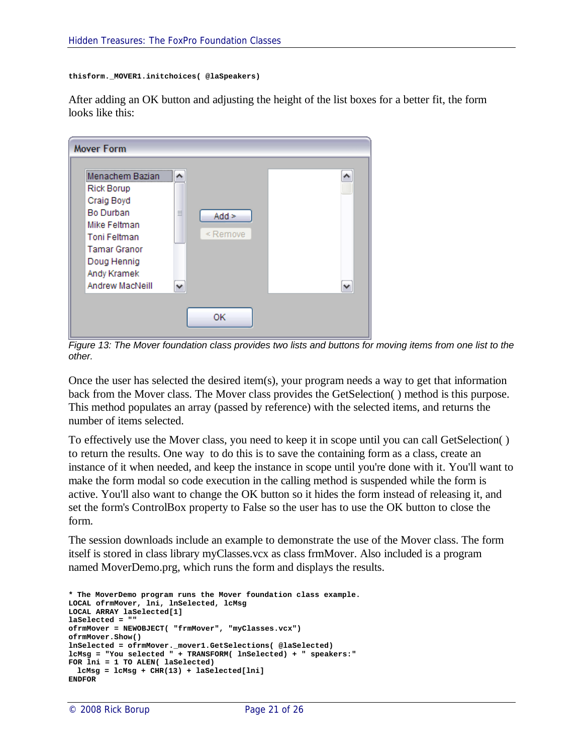```
thisform._MOVER1.initchoices( @laSpeakers)
```

After adding an OK button and adjusting the height of the list boxes for a better fit, the form looks like this:

*Figure 13: The Mover foundation class provides two lists and buttons for moving items from one list to the other.*

Once the user has selected the desired item(s), your program needs a way to get that information back from the Mover class. The Mover class provides the GetSelection( ) method is this purpose. This method populates an array (passed by reference) with the selected items, and returns the number of items selected.

To effectively use the Mover class, you need to keep it in scope until you can call GetSelection( ) to return the results. One way to do this is to save the containing form as a class, create an instance of it when needed, and keep the instance in scope until you're done with it. You'll want to make the form modal so code execution in the calling method is suspended while the form is active. You'll also want to change the OK button so it hides the form instead of releasing it, and set the form's ControlBox property to False so the user has to use the OK button to close the form.

The session downloads include an example to demonstrate the use of the Mover class. The form itself is stored in class library myClasses.vcx as class frmMover. Also included is a program named MoverDemo.prg, which runs the form and displays the results.

```
* The MoverDemo program runs the Mover foundation class example.
LOCAL ofrmMover, lni, lnSelected, lcMsg
LOCAL ARRAY laSelected[1]
laSelected = ""
ofrmMover = NEWOBJECT( "frmMover", "myClasses.vcx")
ofrmMover.Show()
lnSelected = ofrmMover._mover1.GetSelections( @laSelected)
lcMsg = "You selected " + TRANSFORM( lnSelected) + " speakers:"
FOR lni = 1 TO ALEN( laSelected)
  lcMsg = lcMsg + CHR(13) + laSelected[lni]
ENDFOR
```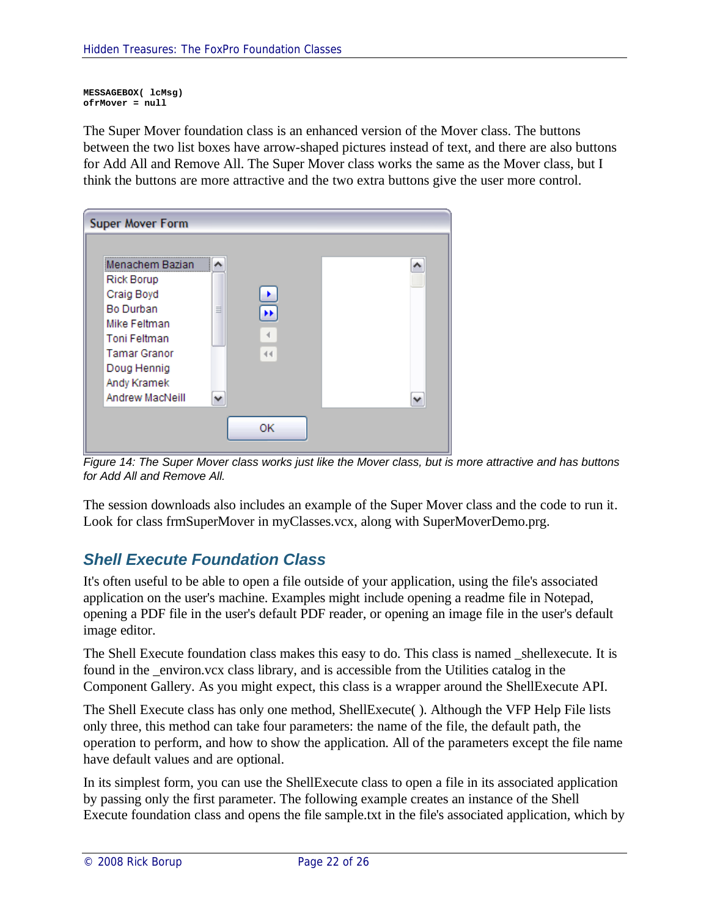```
MESSAGEBOX( lcMsg)
ofrMover = null
```

The Super Mover foundation class is an enhanced version of the Mover class. The buttons between the two list boxes have arrow-shaped pictures instead of text, and there are also buttons for Add All and Remove All. The Super Mover class works the same as the Mover class, but I think the buttons are more attractive and the two extra buttons give the user more control.

*Figure 14: The Super Mover class works just like the Mover class, but is more attractive and has buttons for Add All and Remove All.*

The session downloads also includes an example of the Super Mover class and the code to run it. Look for class frmSuperMover in myClasses.vcx, along with SuperMoverDemo.prg.

## Shell Execute Foundation Class

It's often useful to be able to open a file outside of your application, using the file's associated application on the user's machine. Examples might include opening a readme file in Notepad, opening a PDF file in the user's default PDF reader, or opening an image file in the user's default image editor.

The Shell Execute foundation class makes this easy to do. This class is named _shellexecute. It is found in the _environ.vcx class library, and is accessible from the Utilities catalog in the Component Gallery. As you might expect, this class is a wrapper around the ShellExecute API.

The Shell Execute class has only one method, ShellExecute( ). Although the VFP Help File lists only three, this method can take four parameters: the name of the file, the default path, the operation to perform, and how to show the application. All of the parameters except the file name have default values and are optional.

In its simplest form, you can use the ShellExecute class to open a file in its associated application by passing only the first parameter. The following example creates an instance of the Shell Execute foundation class and opens the file sample.txt in the file's associated application, which by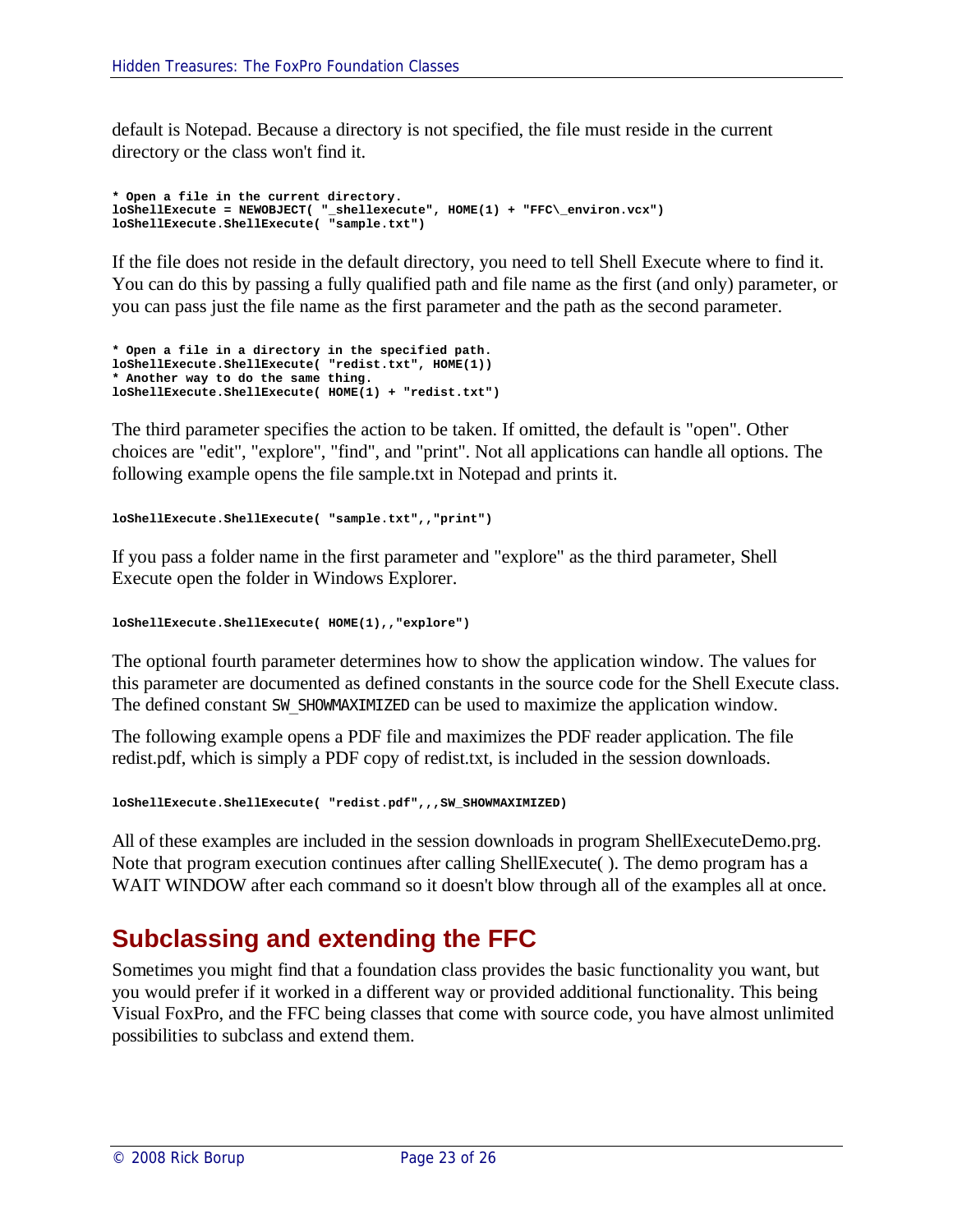default is Notepad. Because a directory is not specified, the file must reside in the current directory or the class won't find it.

```
* Open a file in the current directory.
loShellExecute = NEWOBJECT( "_shellexecute", HOME(1) + "FFC\_environ.vcx")
loShellExecute.ShellExecute( "sample.txt")
```

If the file does not reside in the default directory, you need to tell Shell Execute where to find it. You can do this by passing a fully qualified path and file name as the first (and only) parameter, or you can pass just the file name as the first parameter and the path as the second parameter.

```
* Open a file in a directory in the specified path.
loShellExecute.ShellExecute( "redist.txt", HOME(1))
* Another way to do the same thing.
loShellExecute.ShellExecute( HOME(1) + "redist.txt")
```

The third parameter specifies the action to be taken. If omitted, the default is "open". Other choices are "edit", "explore", "find", and "print". Not all applications can handle all options. The following example opens the file sample.txt in Notepad and prints it.

```
loShellExecute.ShellExecute( "sample.txt",,"print")
```

If you pass a folder name in the first parameter and "explore" as the third parameter, Shell Execute open the folder in Windows Explorer.

```
loShellExecute.ShellExecute( HOME(1),,"explore")
```

The optional fourth parameter determines how to show the application window. The values for this parameter are documented as defined constants in the source code for the Shell Execute class. The defined constant `SW_SHOWMAXIMIZED` can be used to maximize the application window.

The following example opens a PDF file and maximizes the PDF reader application. The file redist.pdf, which is simply a PDF copy of redist.txt, is included in the session downloads.

```
loShellExecute.ShellExecute( "redist.pdf",,,SW_SHOWMAXIMIZED)
```

All of these examples are included in the session downloads in program ShellExecuteDemo.prg. Note that program execution continues after calling ShellExecute( ). The demo program has a WAIT WINDOW after each command so it doesn't blow through all of the examples all at once.

## Subclassing and extending the FFC

Sometimes you might find that a foundation class provides the basic functionality you want, but you would prefer if it worked in a different way or provided additional functionality. This being Visual FoxPro, and the FFC being classes that come with source code, you have almost unlimited possibilities to subclass and extend them.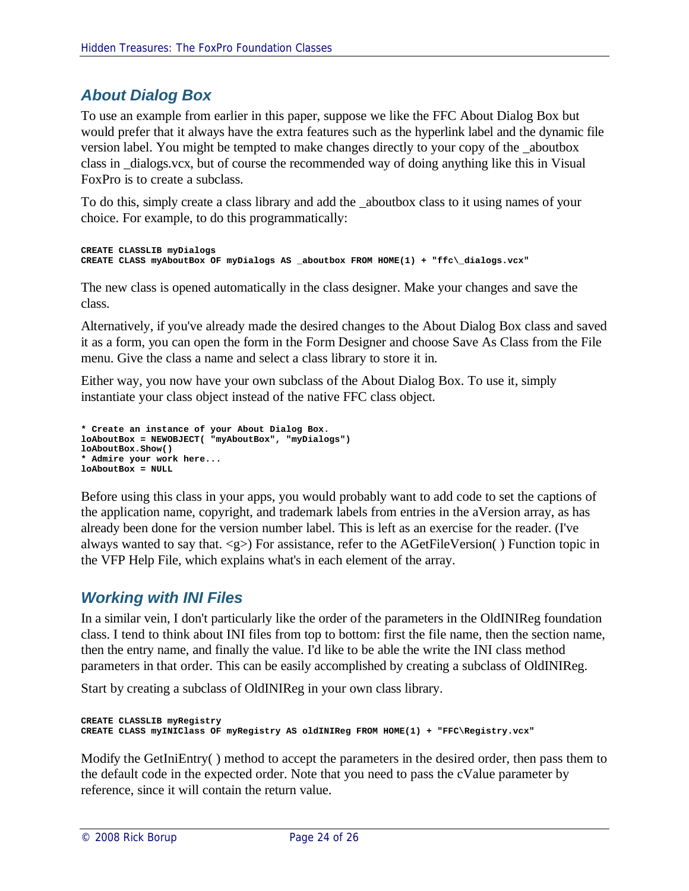## About Dialog Box

To use an example from earlier in this paper, suppose we like the FFC About Dialog Box but would prefer that it always have the extra features such as the hyperlink label and the dynamic file version label. You might be tempted to make changes directly to your copy of the _aboutbox class in _dialogs.vcx, but of course the recommended way of doing anything like this in Visual FoxPro is to create a subclass.

To do this, simply create a class library and add the _aboutbox class to it using names of your choice. For example, to do this programmatically:

```
CREATE CLASSLIB myDialogs
CREATE CLASS myAboutBox OF myDialogs AS _aboutbox FROM HOME(1) + "ffc\_dialogs.vcx"
```

The new class is opened automatically in the class designer. Make your changes and save the class.

Alternatively, if you've already made the desired changes to the About Dialog Box class and saved it as a form, you can open the form in the Form Designer and choose Save As Class from the File menu. Give the class a name and select a class library to store it in.

Either way, you now have your own subclass of the About Dialog Box. To use it, simply instantiate your class object instead of the native FFC class object.

```
* Create an instance of your About Dialog Box.
loAboutBox = NEWOBJECT( "myAboutBox", "myDialogs")
loAboutBox.Show()
* Admire your work here...
loAboutBox = NULL
```

Before using this class in your apps, you would probably want to add code to set the captions of the application name, copyright, and trademark labels from entries in the aVersion array, as has already been done for the version number label. This is left as an exercise for the reader. (I've always wanted to say that. <g>) For assistance, refer to the AGetFileVersion( ) Function topic in the VFP Help File, which explains what's in each element of the array.

## Working with INI Files

In a similar vein, I don't particularly like the order of the parameters in the OldINIReg foundation class. I tend to think about INI files from top to bottom: first the file name, then the section name, then the entry name, and finally the value. I'd like to be able the write the INI class method parameters in that order. This can be easily accomplished by creating a subclass of OldINIReg.

Start by creating a subclass of OldINIReg in your own class library.

```
CREATE CLASSLIB myRegistry
CREATE CLASS myINIClass OF myRegistry AS oldINIReg FROM HOME(1) + "FFC\Registry.vcx"
```

Modify the GetIniEntry( ) method to accept the parameters in the desired order, then pass them to the default code in the expected order. Note that you need to pass the cValue parameter by reference, since it will contain the return value.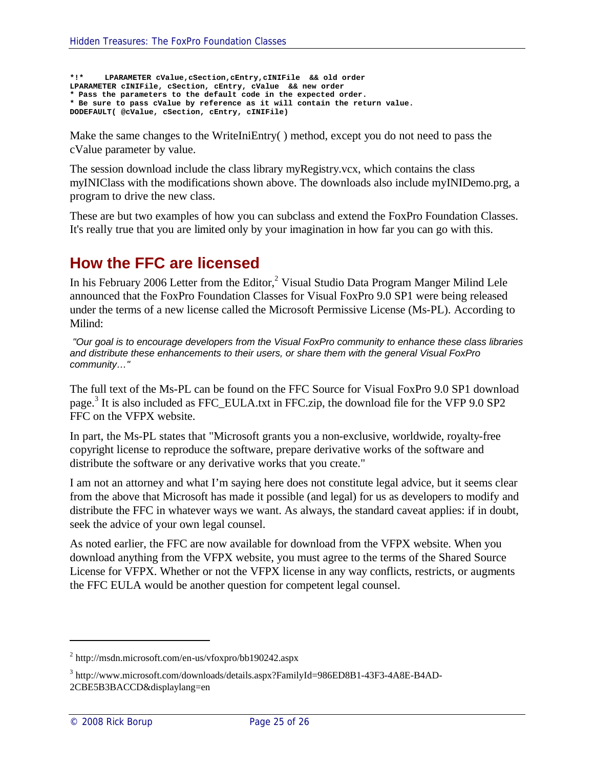```
*!*    LPARAMETER cValue,cSection,cEntry,cINIFile  && old order
LPARAMETER cINIFile, cSection, cEntry, cValue  && new order
* Pass the parameters to the default code in the expected order.
* Be sure to pass cValue by reference as it will contain the return value.
DODEFAULT( @cValue, cSection, cEntry, cINIFile)
```

Make the same changes to the WriteIniEntry( ) method, except you do not need to pass the cValue parameter by value.

The session download include the class library myRegistry.vcx, which contains the class myINIClass with the modifications shown above. The downloads also include myINIDemo.prg, a program to drive the new class.

These are but two examples of how you can subclass and extend the FoxPro Foundation Classes. It's really true that you are limited only by your imagination in how far you can go with this.

## How the FFC are licensed

In his February 2006 Letter from the Editor,[2] Visual Studio Data Program Manger Milind Lele announced that the FoxPro Foundation Classes for Visual FoxPro 9.0 SP1 were being released under the terms of a new license called the Microsoft Permissive License (Ms-PL). According to Milind:

> *"Our goal is to encourage developers from the Visual FoxPro community to enhance these class libraries and distribute these enhancements to their users, or share them with the general Visual FoxPro community…"*

The full text of the Ms-PL can be found on the FFC Source for Visual FoxPro 9.0 SP1 download page.[3] It is also included as FFC_EULA.txt in FFC.zip, the download file for the VFP 9.0 SP2 FFC on the VFPX website.

In part, the Ms-PL states that "Microsoft grants you a non-exclusive, worldwide, royalty-free copyright license to reproduce the software, prepare derivative works of the software and distribute the software or any derivative works that you create."

I am not an attorney and what I'm saying here does not constitute legal advice, but it seems clear from the above that Microsoft has made it possible (and legal) for us as developers to modify and distribute the FFC in whatever ways we want. As always, the standard caveat applies: if in doubt, seek the advice of your own legal counsel.

As noted earlier, the FFC are now available for download from the VFPX website. When you download anything from the VFPX website, you must agree to the terms of the Shared Source License for VFPX. Whether or not the VFPX license in any way conflicts, restricts, or augments the FFC EULA would be another question for competent legal counsel.

---

[2] http://msdn.microsoft.com/en-us/vfoxpro/bb190242.aspx

[3] http://www.microsoft.com/downloads/details.aspx?FamilyId=986ED8B1-43F3-4A8E-B4AD-2CBE5B3BACCD&displaylang=en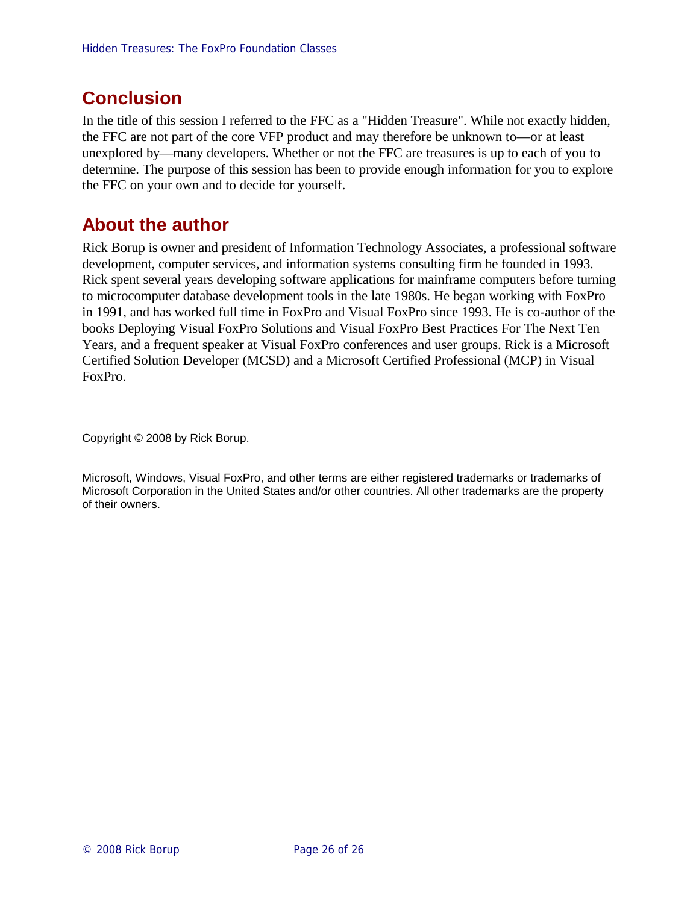## Conclusion

In the title of this session I referred to the FFC as a "Hidden Treasure". While not exactly hidden, the FFC are not part of the core VFP product and may therefore be unknown to—or at least unexplored by—many developers. Whether or not the FFC are treasures is up to each of you to determine. The purpose of this session has been to provide enough information for you to explore the FFC on your own and to decide for yourself.

## About the author

Rick Borup is owner and president of Information Technology Associates, a professional software development, computer services, and information systems consulting firm he founded in 1993. Rick spent several years developing software applications for mainframe computers before turning to microcomputer database development tools in the late 1980s. He began working with FoxPro in 1991, and has worked full time in FoxPro and Visual FoxPro since 1993. He is co-author of the books Deploying Visual FoxPro Solutions and Visual FoxPro Best Practices For The Next Ten Years, and a frequent speaker at Visual FoxPro conferences and user groups. Rick is a Microsoft Certified Solution Developer (MCSD) and a Microsoft Certified Professional (MCP) in Visual FoxPro.

Copyright © 2008 by Rick Borup.

Microsoft, Windows, Visual FoxPro, and other terms are either registered trademarks or trademarks of Microsoft Corporation in the United States and/or other countries. All other trademarks are the property of their owners.